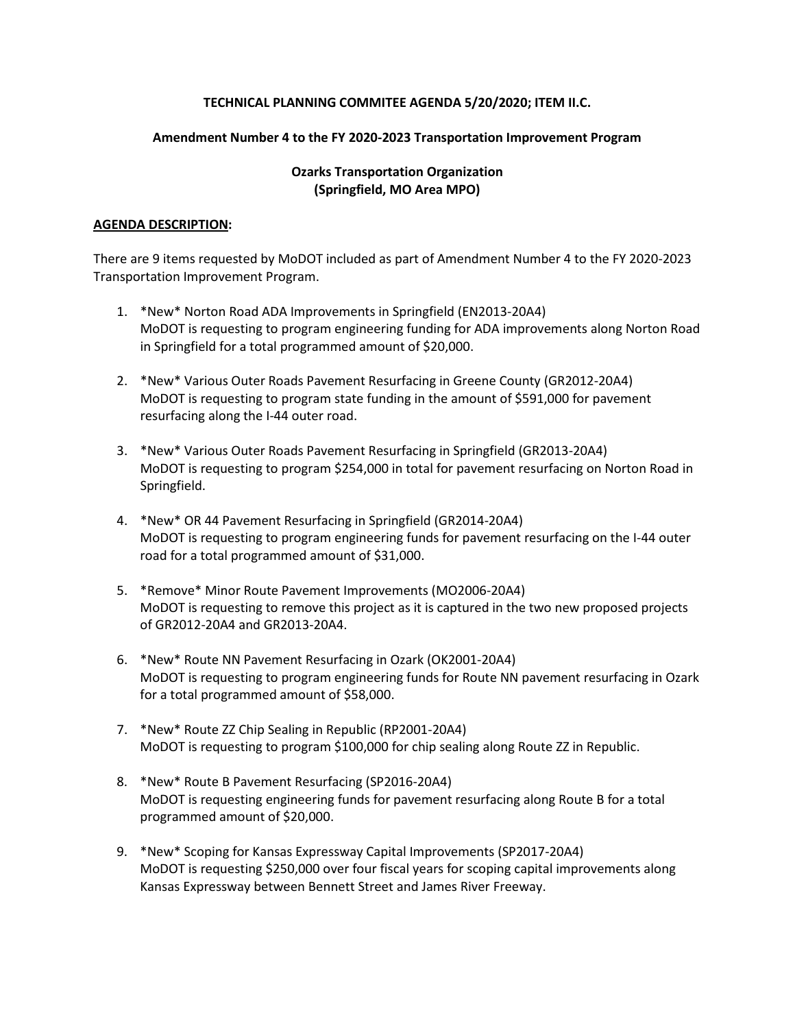**TECHNICAL PLANNING COMMITEE AGENDA 5/20/2020; ITEM II.C.**

**Amendment Number 4 to the FY 2020-2023 Transportation Improvement Program**

**Ozarks Transportation Organization**
**(Springfield, MO Area MPO)**

**<u>AGENDA DESCRIPTION</u>:**

There are 9 items requested by MoDOT included as part of Amendment Number 4 to the FY 2020-2023 Transportation Improvement Program.

1. *New* Norton Road ADA Improvements in Springfield (EN2013-20A4)
   MoDOT is requesting to program engineering funding for ADA improvements along Norton Road in Springfield for a total programmed amount of $20,000.

2. *New* Various Outer Roads Pavement Resurfacing in Greene County (GR2012-20A4)
   MoDOT is requesting to program state funding in the amount of $591,000 for pavement resurfacing along the I-44 outer road.

3. *New* Various Outer Roads Pavement Resurfacing in Springfield (GR2013-20A4)
   MoDOT is requesting to program $254,000 in total for pavement resurfacing on Norton Road in Springfield.

4. *New* OR 44 Pavement Resurfacing in Springfield (GR2014-20A4)
   MoDOT is requesting to program engineering funds for pavement resurfacing on the I-44 outer road for a total programmed amount of $31,000.

5. *Remove* Minor Route Pavement Improvements (MO2006-20A4)
   MoDOT is requesting to remove this project as it is captured in the two new proposed projects of GR2012-20A4 and GR2013-20A4.

6. *New* Route NN Pavement Resurfacing in Ozark (OK2001-20A4)
   MoDOT is requesting to program engineering funds for Route NN pavement resurfacing in Ozark for a total programmed amount of $58,000.

7. *New* Route ZZ Chip Sealing in Republic (RP2001-20A4)
   MoDOT is requesting to program $100,000 for chip sealing along Route ZZ in Republic.

8. *New* Route B Pavement Resurfacing (SP2016-20A4)
   MoDOT is requesting engineering funds for pavement resurfacing along Route B for a total programmed amount of $20,000.

9. *New* Scoping for Kansas Expressway Capital Improvements (SP2017-20A4)
   MoDOT is requesting $250,000 over four fiscal years for scoping capital improvements along Kansas Expressway between Bennett Street and James River Freeway.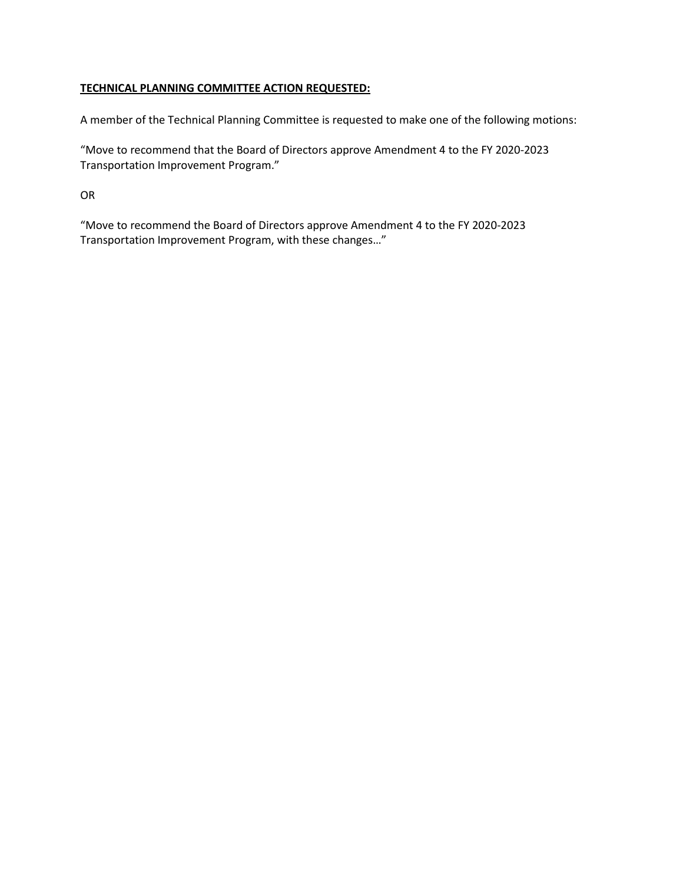**TECHNICAL PLANNING COMMITTEE ACTION REQUESTED:**

A member of the Technical Planning Committee is requested to make one of the following motions:

"Move to recommend that the Board of Directors approve Amendment 4 to the FY 2020-2023 Transportation Improvement Program."

OR

"Move to recommend the Board of Directors approve Amendment 4 to the FY 2020-2023 Transportation Improvement Program, with these changes…"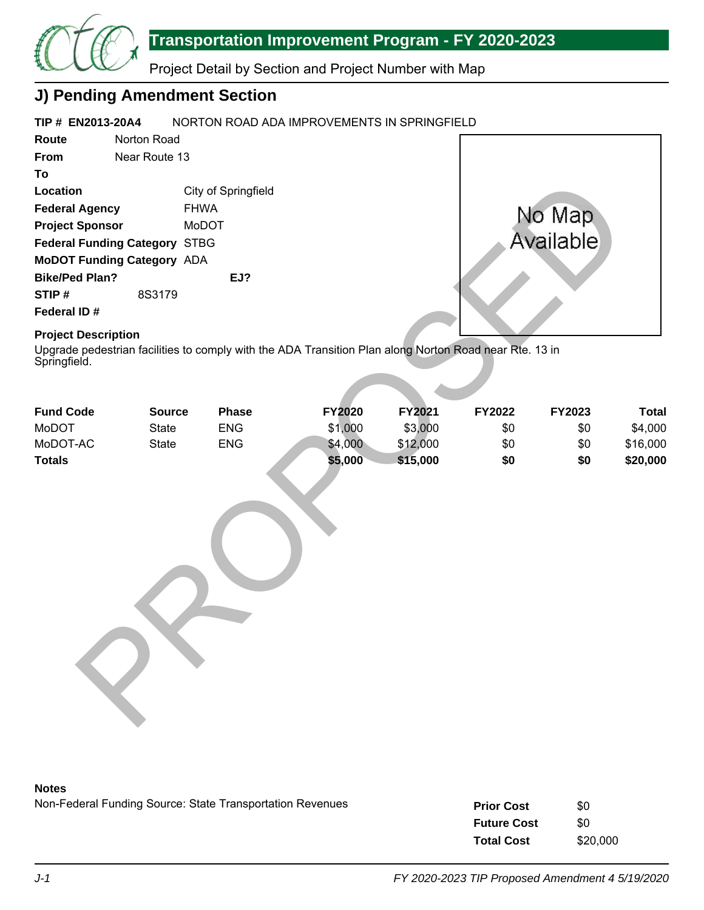## J) Pending Amendment Section

**TIP # EN2013-20A4** NORTON ROAD ADA IMPROVEMENTS IN SPRINGFIELD

**Route** Norton Road
**From** Near Route 13
**To**
**Location** City of Springfield
**Federal Agency** FHWA
**Project Sponsor** MoDOT
**Federal Funding Category** STBG
**MoDOT Funding Category** ADA
**Bike/Ped Plan?** **EJ?**
**STIP #** 8S3179
**Federal ID #**

No Map Available

**Project Description**
Upgrade pedestrian facilities to comply with the ADA Transition Plan along Norton Road near Rte. 13 in Springfield.

PROPOSED

| Fund Code | Source | Phase | FY2020 | FY2021 | FY2022 | FY2023 | Total |
|---|---|---|---|---|---|---|---|
| MoDOT | State | ENG | $1,000 | $3,000 | $0 | $0 | $4,000 |
| MoDOT-AC | State | ENG | $4,000 | $12,000 | $0 | $0 | $16,000 |
| **Totals** | | | **$5,000** | **$15,000** | **$0** | **$0** | **$20,000** |

**Notes**
Non-Federal Funding Source: State Transportation Revenues

| | |
|---|---|
| **Prior Cost** | $0 |
| **Future Cost** | $0 |
| **Total Cost** | $20,000 |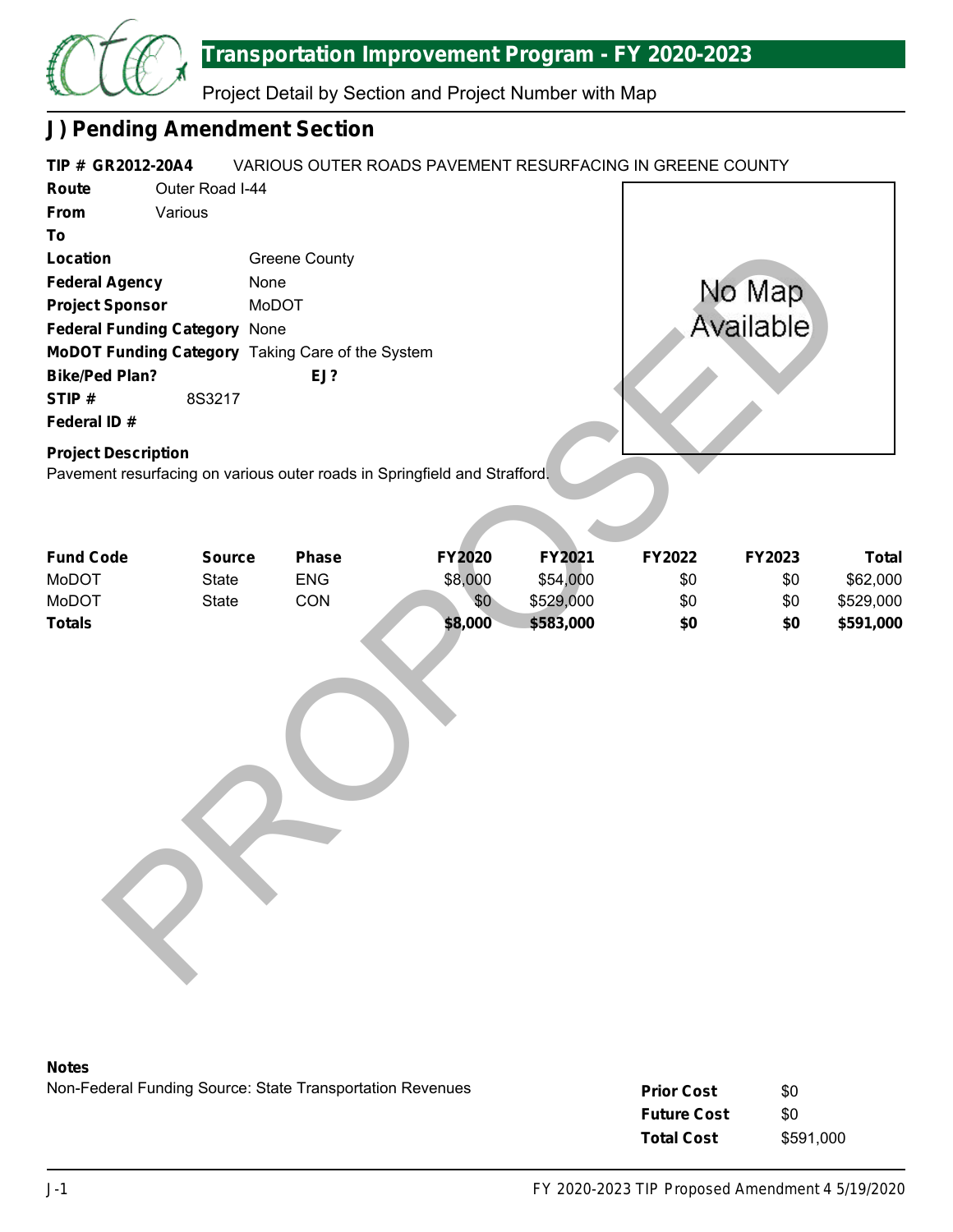## J) Pending Amendment Section

**TIP # GR2012-20A4** VARIOUS OUTER ROADS PAVEMENT RESURFACING IN GREENE COUNTY

**Route** Outer Road I-44
**From** Various
**To**
**Location** Greene County
**Federal Agency** None
**Project Sponsor** MoDOT
**Federal Funding Category** None
**MoDOT Funding Category** Taking Care of the System
**Bike/Ped Plan?** **EJ?**
**STIP #** 8S3217
**Federal ID #**

No Map Available

**Project Description**
Pavement resurfacing on various outer roads in Springfield and Strafford.

| Fund Code | Source | Phase | FY2020 | FY2021 | FY2022 | FY2023 | Total |
|---|---|---|---|---|---|---|---|
| MoDOT | State | ENG | $8,000 | $54,000 | $0 | $0 | $62,000 |
| MoDOT | State | CON | $0 | $529,000 | $0 | $0 | $529,000 |
| **Totals** | | | **$8,000** | **$583,000** | **$0** | **$0** | **$591,000** |

PROPOSED

**Notes**
Non-Federal Funding Source: State Transportation Revenues

| | |
|---|---|
| **Prior Cost** | $0 |
| **Future Cost** | $0 |
| **Total Cost** | $591,000 |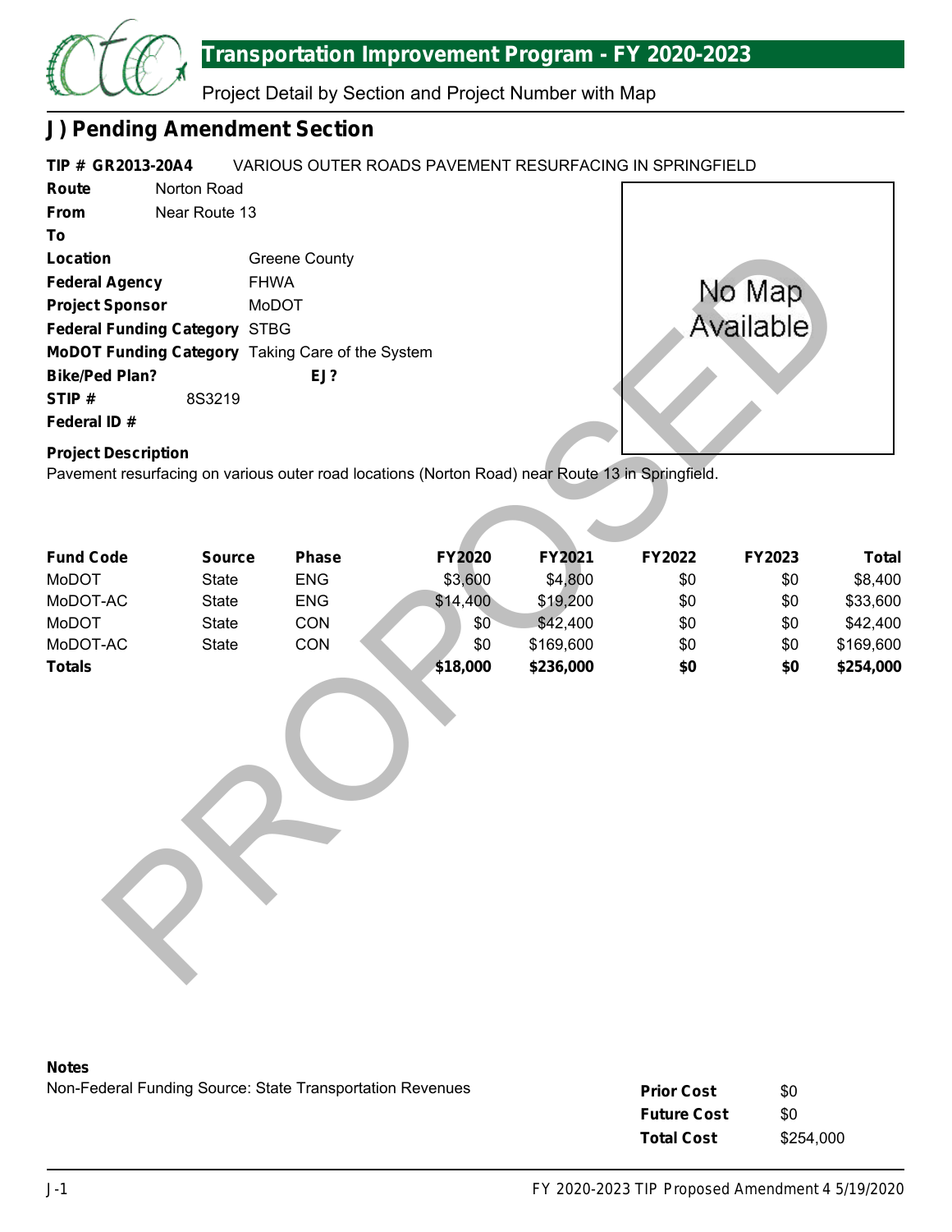## J) Pending Amendment Section

**TIP # GR2013-20A4** VARIOUS OUTER ROADS PAVEMENT RESURFACING IN SPRINGFIELD

**Route** Norton Road
**From** Near Route 13
**To**
**Location** Greene County
**Federal Agency** FHWA
**Project Sponsor** MoDOT
**Federal Funding Category** STBG
**MoDOT Funding Category** Taking Care of the System
**Bike/Ped Plan?** **EJ?**
**STIP #** 8S3219
**Federal ID #**

No Map Available

**Project Description**
Pavement resurfacing on various outer road locations (Norton Road) near Route 13 in Springfield.

| Fund Code | Source | Phase | FY2020 | FY2021 | FY2022 | FY2023 | Total |
|---|---|---|---|---|---|---|---|
| MoDOT | State | ENG | $3,600 | $4,800 | $0 | $0 | $8,400 |
| MoDOT-AC | State | ENG | $14,400 | $19,200 | $0 | $0 | $33,600 |
| MoDOT | State | CON | $0 | $42,400 | $0 | $0 | $42,400 |
| MoDOT-AC | State | CON | $0 | $169,600 | $0 | $0 | $169,600 |
| **Totals** | | | **$18,000** | **$236,000** | **$0** | **$0** | **$254,000** |

PROPOSED

**Notes**
Non-Federal Funding Source: State Transportation Revenues

| | |
|---|---|
| **Prior Cost** | $0 |
| **Future Cost** | $0 |
| **Total Cost** | $254,000 |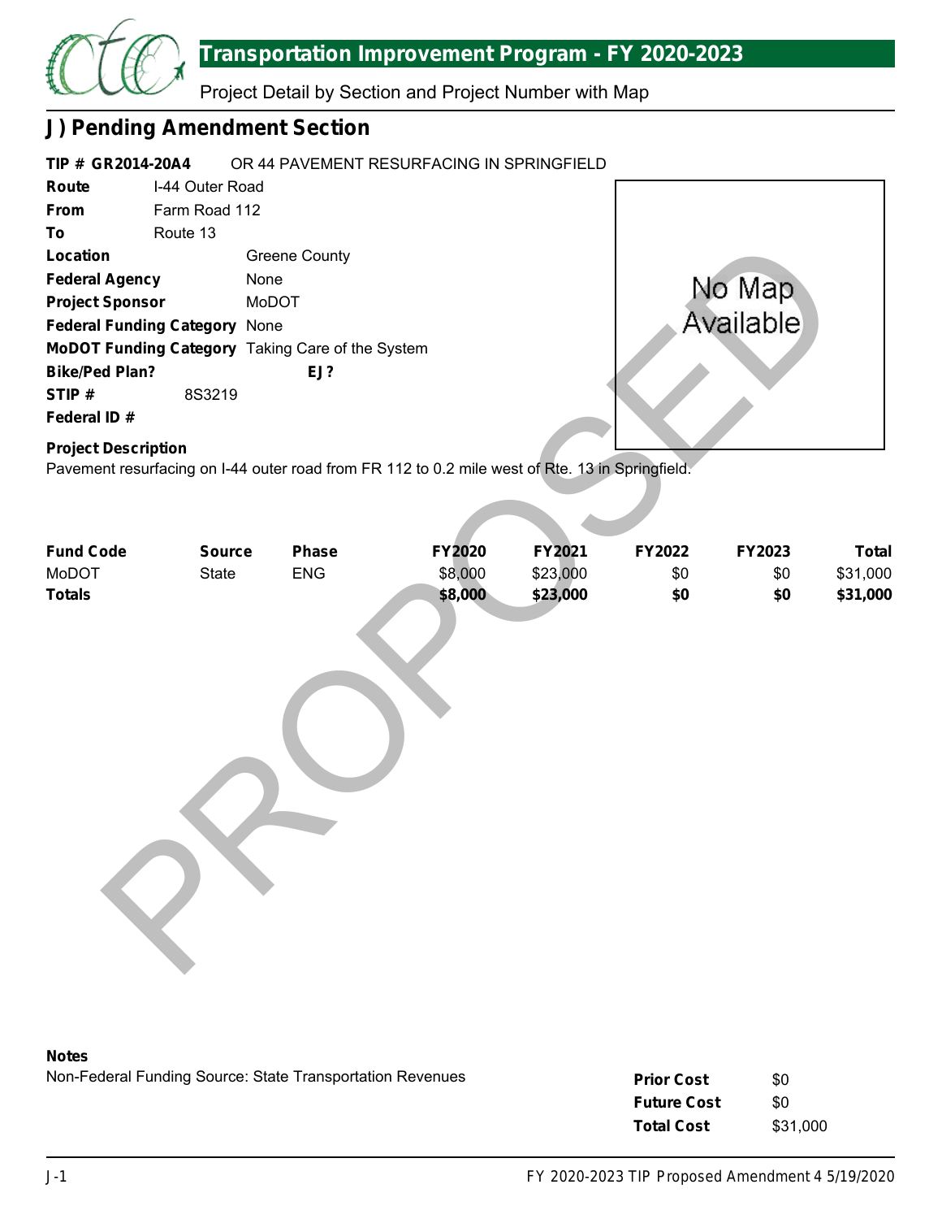## J) Pending Amendment Section

**TIP # GR2014-20A4** OR 44 PAVEMENT RESURFACING IN SPRINGFIELD

**Route** I-44 Outer Road
**From** Farm Road 112
**To** Route 13
**Location** Greene County
**Federal Agency** None
**Project Sponsor** MoDOT
**Federal Funding Category** None
**MoDOT Funding Category** Taking Care of the System
**Bike/Ped Plan?** **EJ?**
**STIP #** 8S3219
**Federal ID #**

No Map Available

**Project Description**
Pavement resurfacing on I-44 outer road from FR 112 to 0.2 mile west of Rte. 13 in Springfield.

| Fund Code | Source | Phase | FY2020 | FY2021 | FY2022 | FY2023 | Total |
|---|---|---|---|---|---|---|---|
| MoDOT | State | ENG | $8,000 | $23,000 | $0 | $0 | $31,000 |
| **Totals** | | | **$8,000** | **$23,000** | **$0** | **$0** | **$31,000** |

**Notes**
Non-Federal Funding Source: State Transportation Revenues

| | |
|---|---|
| **Prior Cost** | $0 |
| **Future Cost** | $0 |
| **Total Cost** | $31,000 |

PROPOSED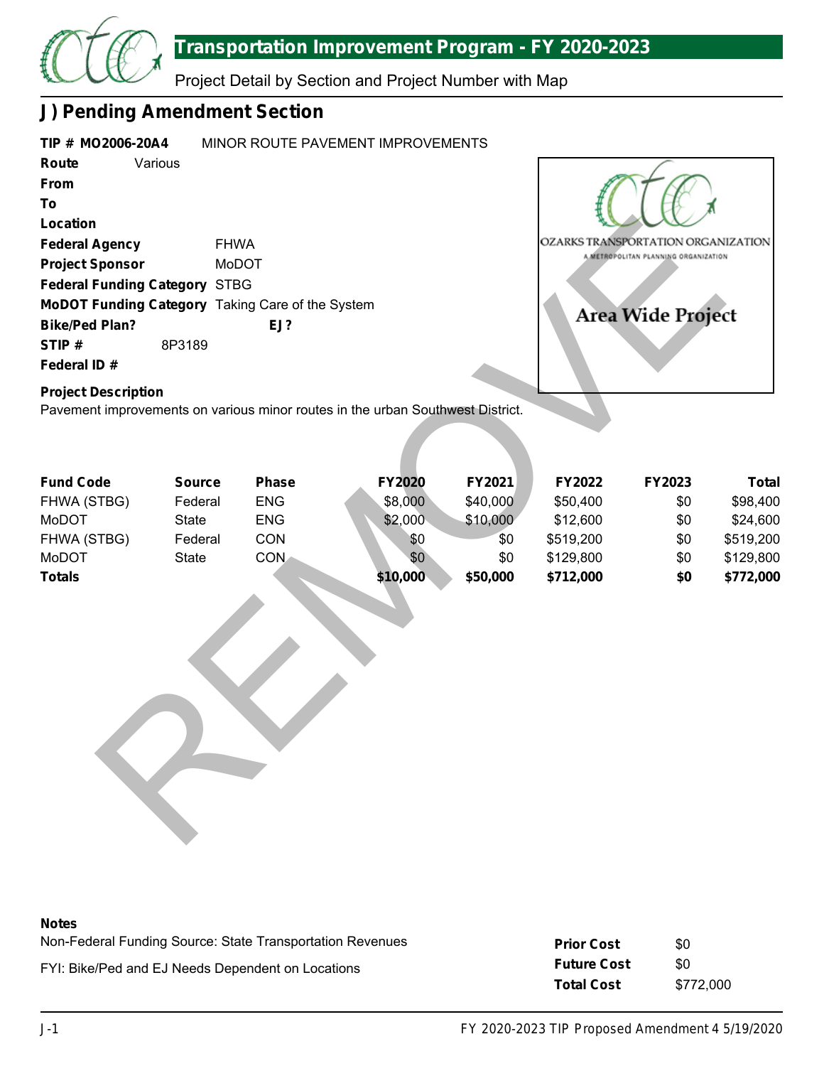## J) Pending Amendment Section

**TIP # MO2006-20A4** MINOR ROUTE PAVEMENT IMPROVEMENTS

**Route** Various

**From**

**To**

**Location**

**Federal Agency** FHWA

**Project Sponsor** MoDOT

**Federal Funding Category** STBG

**MoDOT Funding Category** Taking Care of the System

**Bike/Ped Plan?** **EJ?**

**STIP #** 8P3189

**Federal ID #**

OZARKS TRANSPORTATION ORGANIZATION
A METROPOLITAN PLANNING ORGANIZATION

Area Wide Project

**Project Description**

Pavement improvements on various minor routes in the urban Southwest District.

REMOVE

| Fund Code | Source | Phase | FY2020 | FY2021 | FY2022 | FY2023 | Total |
|---|---|---|---|---|---|---|---|
| FHWA (STBG) | Federal | ENG | $8,000 | $40,000 | $50,400 | $0 | $98,400 |
| MoDOT | State | ENG | $2,000 | $10,000 | $12,600 | $0 | $24,600 |
| FHWA (STBG) | Federal | CON | $0 | $0 | $519,200 | $0 | $519,200 |
| MoDOT | State | CON | $0 | $0 | $129,800 | $0 | $129,800 |
| **Totals** | | | **$10,000** | **$50,000** | **$712,000** | **$0** | **$772,000** |

**Notes**

Non-Federal Funding Source: State Transportation Revenues

FYI: Bike/Ped and EJ Needs Dependent on Locations

| | |
|---|---|
| **Prior Cost** | $0 |
| **Future Cost** | $0 |
| **Total Cost** | $772,000 |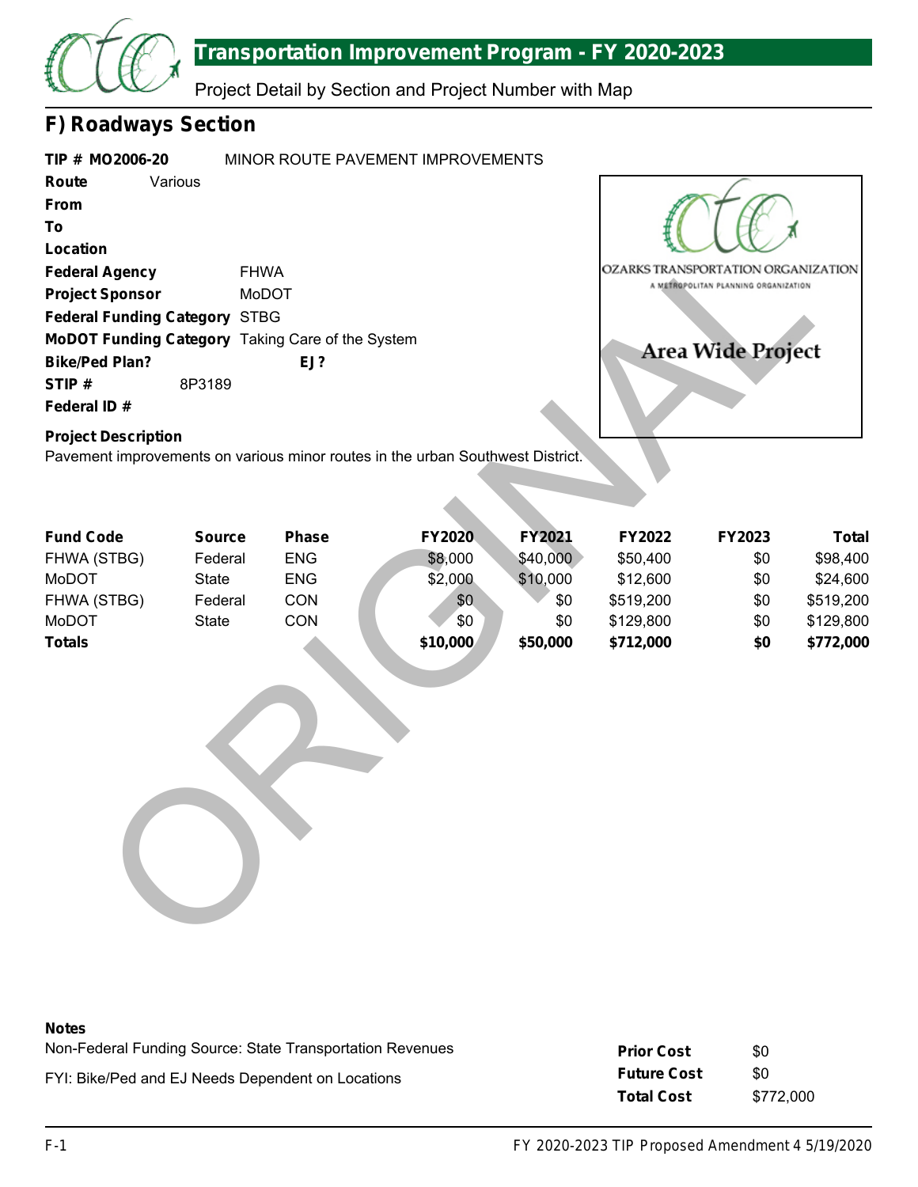# Transportation Improvement Program - FY 2020-2023

Project Detail by Section and Project Number with Map

## F) Roadways Section

**TIP # MO2006-20** MINOR ROUTE PAVEMENT IMPROVEMENTS

**Route** Various

**From**

**To**

**Location**

**Federal Agency** FHWA

**Project Sponsor** MoDOT

**Federal Funding Category** STBG

**MoDOT Funding Category** Taking Care of the System

**Bike/Ped Plan?** **EJ?**

**STIP #** 8P3189

**Federal ID #**

OZARKS TRANSPORTATION ORGANIZATION
A METROPOLITAN PLANNING ORGANIZATION

Area Wide Project

**Project Description**

Pavement improvements on various minor routes in the urban Southwest District.

| Fund Code | Source | Phase | FY2020 | FY2021 | FY2022 | FY2023 | Total |
|---|---|---|---|---|---|---|---|
| FHWA (STBG) | Federal | ENG | $8,000 | $40,000 | $50,400 | $0 | $98,400 |
| MoDOT | State | ENG | $2,000 | $10,000 | $12,600 | $0 | $24,600 |
| FHWA (STBG) | Federal | CON | $0 | $0 | $519,200 | $0 | $519,200 |
| MoDOT | State | CON | $0 | $0 | $129,800 | $0 | $129,800 |
| **Totals** | | | **$10,000** | **$50,000** | **$712,000** | **$0** | **$772,000** |

**Notes**

Non-Federal Funding Source: State Transportation Revenues

FYI: Bike/Ped and EJ Needs Dependent on Locations

| | |
|---|---|
| **Prior Cost** | $0 |
| **Future Cost** | $0 |
| **Total Cost** | $772,000 |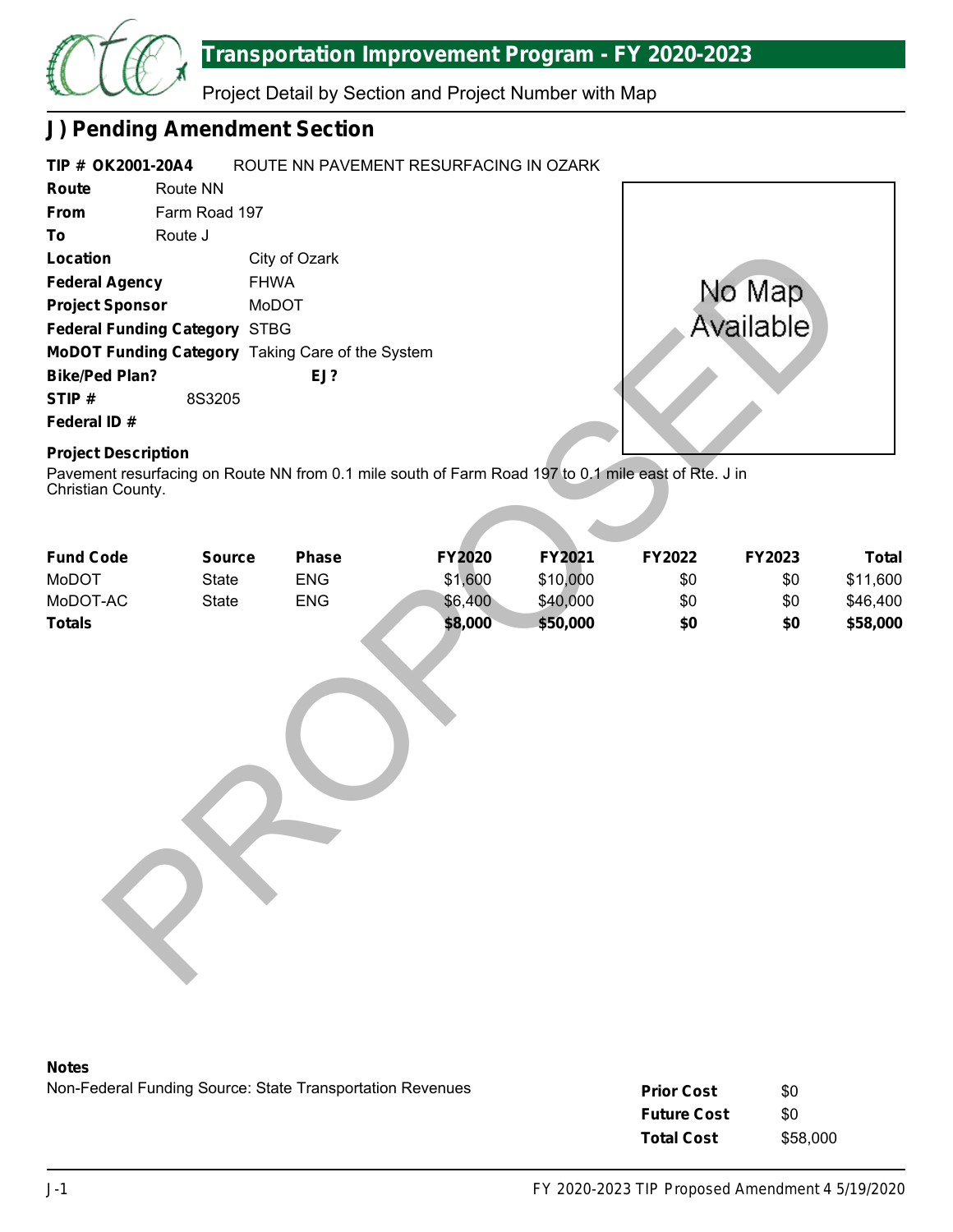## J) Pending Amendment Section

**TIP # OK2001-20A4** ROUTE NN PAVEMENT RESURFACING IN OZARK

**Route** Route NN

**From** Farm Road 197

**To** Route J

**Location** City of Ozark

**Federal Agency** FHWA

**Project Sponsor** MoDOT

**Federal Funding Category** STBG

**MoDOT Funding Category** Taking Care of the System

**Bike/Ped Plan?** **EJ?**

**STIP #** 8S3205

**Federal ID #**

No Map Available

PROPOSED

**Project Description**

Pavement resurfacing on Route NN from 0.1 mile south of Farm Road 197 to 0.1 mile east of Rte. J in Christian County.

| Fund Code | Source | Phase | FY2020 | FY2021 | FY2022 | FY2023 | Total |
|---|---|---|---|---|---|---|---|
| MoDOT | State | ENG | $1,600 | $10,000 | $0 | $0 | $11,600 |
| MoDOT-AC | State | ENG | $6,400 | $40,000 | $0 | $0 | $46,400 |
| **Totals** | | | **$8,000** | **$50,000** | **$0** | **$0** | **$58,000** |

**Notes**

Non-Federal Funding Source: State Transportation Revenues

| | |
|---|---|
| **Prior Cost** | $0 |
| **Future Cost** | $0 |
| **Total Cost** | $58,000 |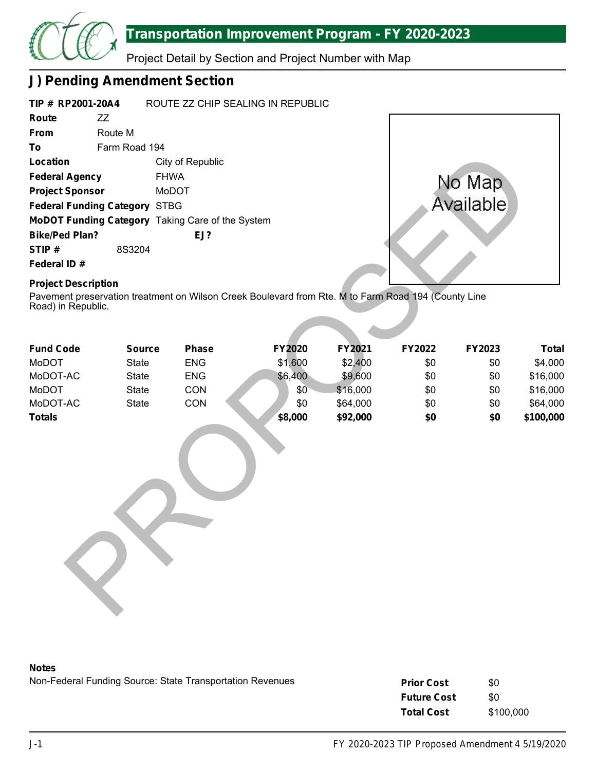# Transportation Improvement Program - FY 2020-2023

Project Detail by Section and Project Number with Map

## J) Pending Amendment Section

**TIP # RP2001-20A4** ROUTE ZZ CHIP SEALING IN REPUBLIC

**Route** ZZ

**From** Route M

**To** Farm Road 194

**Location** City of Republic

**Federal Agency** FHWA

**Project Sponsor** MoDOT

**Federal Funding Category** STBG

**MoDOT Funding Category** Taking Care of the System

**Bike/Ped Plan?** **EJ?**

**STIP #** 8S3204

**Federal ID #**

No Map Available

PROPOSED

### Project Description

Pavement preservation treatment on Wilson Creek Boulevard from Rte. M to Farm Road 194 (County Line Road) in Republic.

| Fund Code | Source | Phase | FY2020 | FY2021 | FY2022 | FY2023 | Total |
|---|---|---|---|---|---|---|---|
| MoDOT | State | ENG | $1,600 | $2,400 | $0 | $0 | $4,000 |
| MoDOT-AC | State | ENG | $6,400 | $9,600 | $0 | $0 | $16,000 |
| MoDOT | State | CON | $0 | $16,000 | $0 | $0 | $16,000 |
| MoDOT-AC | State | CON | $0 | $64,000 | $0 | $0 | $64,000 |
| **Totals** | | | **$8,000** | **$92,000** | **$0** | **$0** | **$100,000** |

### Notes

Non-Federal Funding Source: State Transportation Revenues

| | |
|---|---|
| **Prior Cost** | $0 |
| **Future Cost** | $0 |
| **Total Cost** | $100,000 |

J-1 FY 2020-2023 TIP Proposed Amendment 4 5/19/2020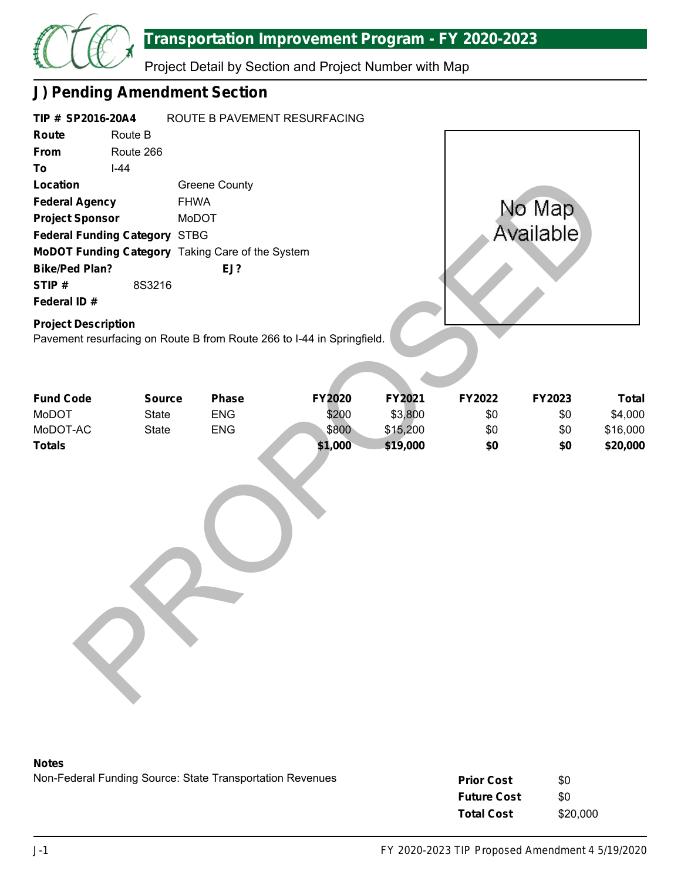# Transportation Improvement Program - FY 2020-2023

Project Detail by Section and Project Number with Map

## J) Pending Amendment Section

**TIP # SP2016-20A4** ROUTE B PAVEMENT RESURFACING

**Route** Route B

**From** Route 266

**To** I-44

**Location** Greene County

**Federal Agency** FHWA

**Project Sponsor** MoDOT

**Federal Funding Category** STBG

**MoDOT Funding Category** Taking Care of the System

**Bike/Ped Plan?** **EJ?**

**STIP #** 8S3216

**Federal ID #**

No Map Available

**Project Description**

Pavement resurfacing on Route B from Route 266 to I-44 in Springfield.

| Fund Code | Source | Phase | FY2020 | FY2021 | FY2022 | FY2023 | Total |
|---|---|---|---|---|---|---|---|
| MoDOT | State | ENG | $200 | $3,800 | $0 | $0 | $4,000 |
| MoDOT-AC | State | ENG | $800 | $15,200 | $0 | $0 | $16,000 |
| **Totals** | | | **$1,000** | **$19,000** | **$0** | **$0** | **$20,000** |

PROPOSED

**Notes**

Non-Federal Funding Source: State Transportation Revenues

| | |
|---|---|
| **Prior Cost** | $0 |
| **Future Cost** | $0 |
| **Total Cost** | $20,000 |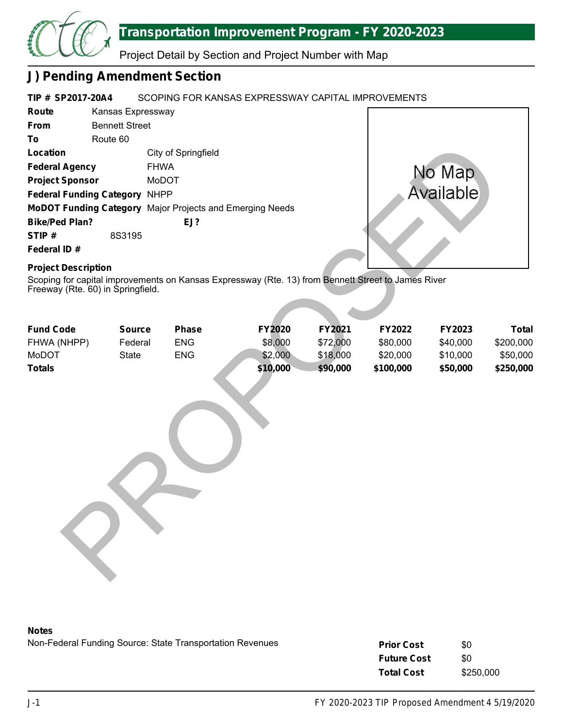# Transportation Improvement Program - FY 2020-2023

Project Detail by Section and Project Number with Map

## J) Pending Amendment Section

**TIP # SP2017-20A4** SCOPING FOR KANSAS EXPRESSWAY CAPITAL IMPROVEMENTS

**Route** Kansas Expressway

**From** Bennett Street

**To** Route 60

**Location** City of Springfield

**Federal Agency** FHWA

**Project Sponsor** MoDOT

**Federal Funding Category** NHPP

**MoDOT Funding Category** Major Projects and Emerging Needs

**Bike/Ped Plan?** **EJ?**

**STIP #** 8S3195

**Federal ID #**

No Map Available

**Project Description**

Scoping for capital improvements on Kansas Expressway (Rte. 13) from Bennett Street to James River Freeway (Rte. 60) in Springfield.

| Fund Code | Source | Phase | FY2020 | FY2021 | FY2022 | FY2023 | Total |
|---|---|---|---|---|---|---|---|
| FHWA (NHPP) | Federal | ENG | $8,000 | $72,000 | $80,000 | $40,000 | $200,000 |
| MoDOT | State | ENG | $2,000 | $18,000 | $20,000 | $10,000 | $50,000 |
| **Totals** | | | **$10,000** | **$90,000** | **$100,000** | **$50,000** | **$250,000** |

PROPOSED

**Notes**

Non-Federal Funding Source: State Transportation Revenues

| | |
|---|---|
| **Prior Cost** | $0 |
| **Future Cost** | $0 |
| **Total Cost** | $250,000 |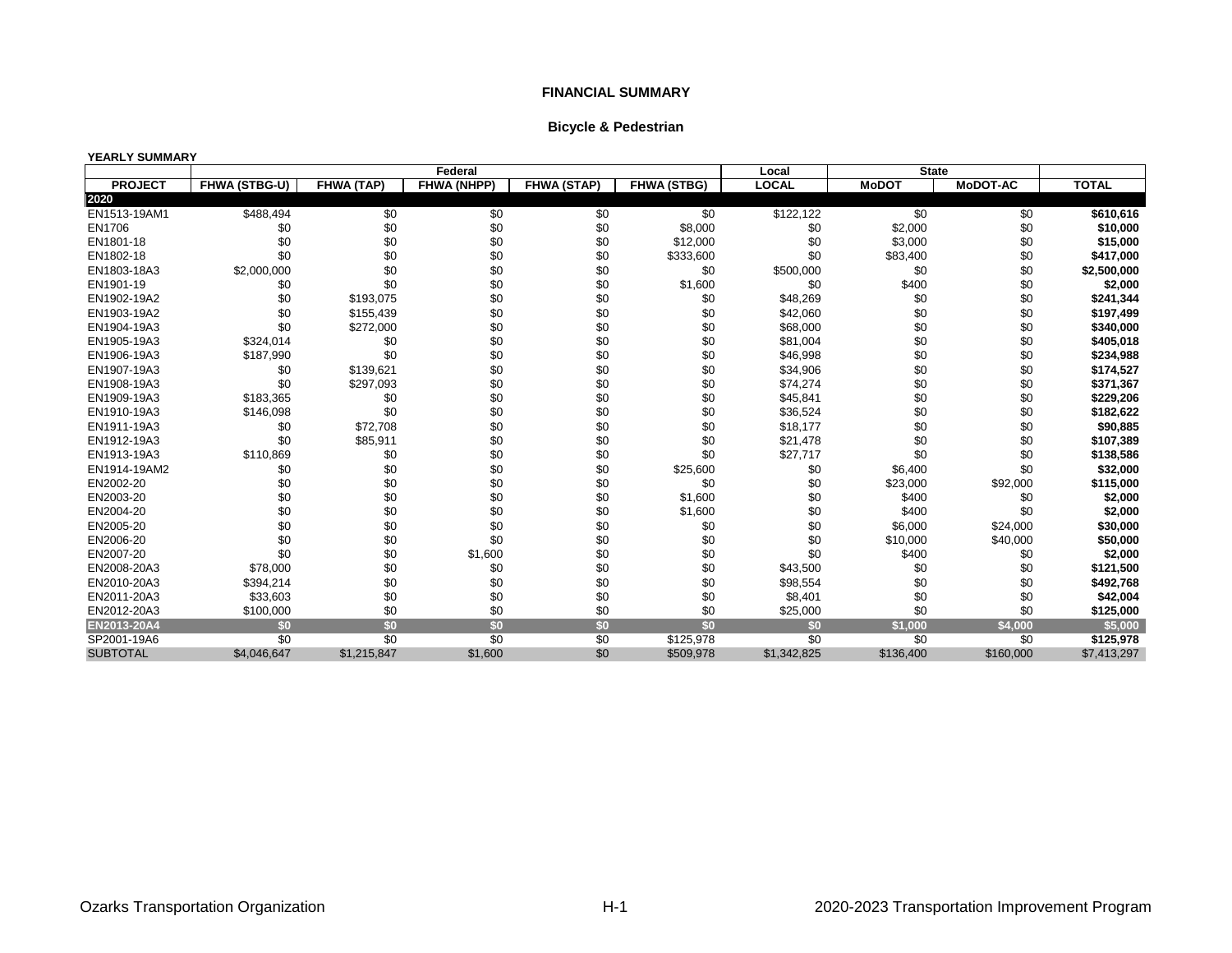**FINANCIAL SUMMARY**

**Bicycle & Pedestrian**

**YEARLY SUMMARY**

| | Federal | | | | | Local | State | | |
|---|---|---|---|---|---|---|---|---|---|
| **PROJECT** | **FHWA (STBG-U)** | **FHWA (TAP)** | **FHWA (NHPP)** | **FHWA (STAP)** | **FHWA (STBG)** | **LOCAL** | **MoDOT** | **MoDOT-AC** | **TOTAL** |
| **2020** | | | | | | | | | |
| EN1513-19AM1 | $488,494 | $0 | $0 | $0 | $0 | $122,122 | $0 | $0 | **$610,616** |
| EN1706 | $0 | $0 | $0 | $0 | $8,000 | $0 | $2,000 | $0 | **$10,000** |
| EN1801-18 | $0 | $0 | $0 | $0 | $12,000 | $0 | $3,000 | $0 | **$15,000** |
| EN1802-18 | $0 | $0 | $0 | $0 | $333,600 | $0 | $83,400 | $0 | **$417,000** |
| EN1803-18A3 | $2,000,000 | $0 | $0 | $0 | $0 | $500,000 | $0 | $0 | **$2,500,000** |
| EN1901-19 | $0 | $0 | $0 | $0 | $1,600 | $0 | $400 | $0 | **$2,000** |
| EN1902-19A2 | $0 | $193,075 | $0 | $0 | $0 | $48,269 | $0 | $0 | **$241,344** |
| EN1903-19A2 | $0 | $155,439 | $0 | $0 | $0 | $42,060 | $0 | $0 | **$197,499** |
| EN1904-19A3 | $0 | $272,000 | $0 | $0 | $0 | $68,000 | $0 | $0 | **$340,000** |
| EN1905-19A3 | $324,014 | $0 | $0 | $0 | $0 | $81,004 | $0 | $0 | **$405,018** |
| EN1906-19A3 | $187,990 | $0 | $0 | $0 | $0 | $46,998 | $0 | $0 | **$234,988** |
| EN1907-19A3 | $0 | $139,621 | $0 | $0 | $0 | $34,906 | $0 | $0 | **$174,527** |
| EN1908-19A3 | $0 | $297,093 | $0 | $0 | $0 | $74,274 | $0 | $0 | **$371,367** |
| EN1909-19A3 | $183,365 | $0 | $0 | $0 | $0 | $45,841 | $0 | $0 | **$229,206** |
| EN1910-19A3 | $146,098 | $0 | $0 | $0 | $0 | $36,524 | $0 | $0 | **$182,622** |
| EN1911-19A3 | $0 | $72,708 | $0 | $0 | $0 | $18,177 | $0 | $0 | **$90,885** |
| EN1912-19A3 | $0 | $85,911 | $0 | $0 | $0 | $21,478 | $0 | $0 | **$107,389** |
| EN1913-19A3 | $110,869 | $0 | $0 | $0 | $0 | $27,717 | $0 | $0 | **$138,586** |
| EN1914-19AM2 | $0 | $0 | $0 | $0 | $25,600 | $0 | $6,400 | $0 | **$32,000** |
| EN2002-20 | $0 | $0 | $0 | $0 | $0 | $0 | $23,000 | $92,000 | **$115,000** |
| EN2003-20 | $0 | $0 | $0 | $0 | $1,600 | $0 | $400 | $0 | **$2,000** |
| EN2004-20 | $0 | $0 | $0 | $0 | $1,600 | $0 | $400 | $0 | **$2,000** |
| EN2005-20 | $0 | $0 | $0 | $0 | $0 | $0 | $6,000 | $24,000 | **$30,000** |
| EN2006-20 | $0 | $0 | $0 | $0 | $0 | $0 | $10,000 | $40,000 | **$50,000** |
| EN2007-20 | $0 | $0 | $1,600 | $0 | $0 | $0 | $400 | $0 | **$2,000** |
| EN2008-20A3 | $78,000 | $0 | $0 | $0 | $0 | $43,500 | $0 | $0 | **$121,500** |
| EN2010-20A3 | $394,214 | $0 | $0 | $0 | $0 | $98,554 | $0 | $0 | **$492,768** |
| EN2011-20A3 | $33,603 | $0 | $0 | $0 | $0 | $8,401 | $0 | $0 | **$42,004** |
| EN2012-20A3 | $100,000 | $0 | $0 | $0 | $0 | $25,000 | $0 | $0 | **$125,000** |
| **EN2013-20A4** | **$0** | **$0** | **$0** | **$0** | **$0** | **$0** | **$1,000** | **$4,000** | **$5,000** |
| SP2001-19A6 | $0 | $0 | $0 | $0 | $125,978 | $0 | $0 | $0 | **$125,978** |
| SUBTOTAL | $4,046,647 | $1,215,847 | $1,600 | $0 | $509,978 | $1,342,825 | $136,400 | $160,000 | $7,413,297 |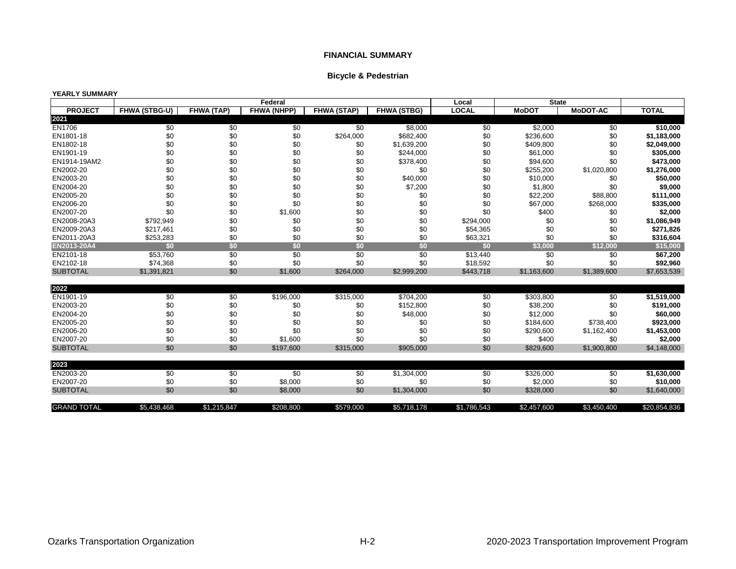**FINANCIAL SUMMARY**

**Bicycle & Pedestrian**

**YEARLY SUMMARY**

| | Federal | | | | | Local | State | | |
|---|---|---|---|---|---|---|---|---|---|
| **PROJECT** | **FHWA (STBG-U)** | **FHWA (TAP)** | **FHWA (NHPP)** | **FHWA (STAP)** | **FHWA (STBG)** | **LOCAL** | **MoDOT** | **MoDOT-AC** | **TOTAL** |
| **2021** | | | | | | | | | |
| EN1706 | $0 | $0 | $0 | $0 | $8,000 | $0 | $2,000 | $0 | **$10,000** |
| EN1801-18 | $0 | $0 | $0 | $264,000 | $682,400 | $0 | $236,600 | $0 | **$1,183,000** |
| EN1802-18 | $0 | $0 | $0 | $0 | $1,639,200 | $0 | $409,800 | $0 | **$2,049,000** |
| EN1901-19 | $0 | $0 | $0 | $0 | $244,000 | $0 | $61,000 | $0 | **$305,000** |
| EN1914-19AM2 | $0 | $0 | $0 | $0 | $378,400 | $0 | $94,600 | $0 | **$473,000** |
| EN2002-20 | $0 | $0 | $0 | $0 | $0 | $0 | $255,200 | $1,020,800 | **$1,276,000** |
| EN2003-20 | $0 | $0 | $0 | $0 | $40,000 | $0 | $10,000 | $0 | **$50,000** |
| EN2004-20 | $0 | $0 | $0 | $0 | $7,200 | $0 | $1,800 | $0 | **$9,000** |
| EN2005-20 | $0 | $0 | $0 | $0 | $0 | $0 | $22,200 | $88,800 | **$111,000** |
| EN2006-20 | $0 | $0 | $0 | $0 | $0 | $0 | $67,000 | $268,000 | **$335,000** |
| EN2007-20 | $0 | $0 | $1,600 | $0 | $0 | $0 | $400 | $0 | **$2,000** |
| EN2008-20A3 | $792,949 | $0 | $0 | $0 | $0 | $294,000 | $0 | $0 | **$1,086,949** |
| EN2009-20A3 | $217,461 | $0 | $0 | $0 | $0 | $54,365 | $0 | $0 | **$271,826** |
| EN2011-20A3 | $253,283 | $0 | $0 | $0 | $0 | $63,321 | $0 | $0 | **$316,604** |
| **EN2013-20A4** | **$0** | **$0** | **$0** | **$0** | **$0** | **$0** | **$3,000** | **$12,000** | **$15,000** |
| EN2101-18 | $53,760 | $0 | $0 | $0 | $0 | $13,440 | $0 | $0 | **$67,200** |
| EN2102-18 | $74,368 | $0 | $0 | $0 | $0 | $18,592 | $0 | $0 | **$92,960** |
| SUBTOTAL | $1,391,821 | $0 | $1,600 | $264,000 | $2,999,200 | $443,718 | $1,163,600 | $1,389,600 | $7,653,539 |
| **2022** | | | | | | | | | |
| EN1901-19 | $0 | $0 | $196,000 | $315,000 | $704,200 | $0 | $303,800 | $0 | **$1,519,000** |
| EN2003-20 | $0 | $0 | $0 | $0 | $152,800 | $0 | $38,200 | $0 | **$191,000** |
| EN2004-20 | $0 | $0 | $0 | $0 | $48,000 | $0 | $12,000 | $0 | **$60,000** |
| EN2005-20 | $0 | $0 | $0 | $0 | $0 | $0 | $184,600 | $738,400 | **$923,000** |
| EN2006-20 | $0 | $0 | $0 | $0 | $0 | $0 | $290,600 | $1,162,400 | **$1,453,000** |
| EN2007-20 | $0 | $0 | $1,600 | $0 | $0 | $0 | $400 | $0 | **$2,000** |
| SUBTOTAL | $0 | $0 | $197,600 | $315,000 | $905,000 | $0 | $829,600 | $1,900,800 | $4,148,000 |
| **2023** | | | | | | | | | |
| EN2003-20 | $0 | $0 | $0 | $0 | $1,304,000 | $0 | $326,000 | $0 | **$1,630,000** |
| EN2007-20 | $0 | $0 | $8,000 | $0 | $0 | $0 | $2,000 | $0 | **$10,000** |
| SUBTOTAL | $0 | $0 | $8,000 | $0 | $1,304,000 | $0 | $328,000 | $0 | $1,640,000 |
| GRAND TOTAL | $5,438,468 | $1,215,847 | $208,800 | $579,000 | $5,718,178 | $1,786,543 | $2,457,600 | $3,450,400 | $20,854,836 |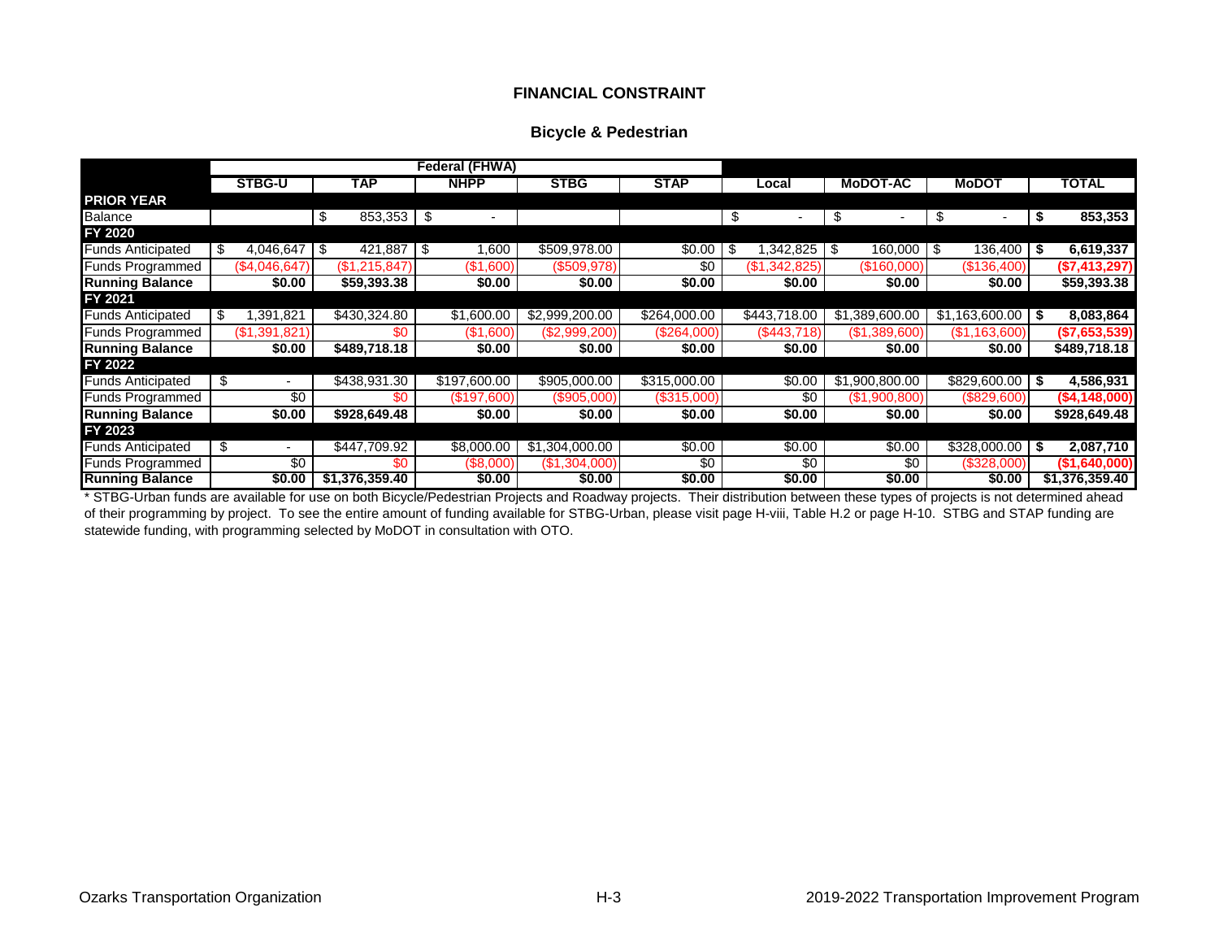## FINANCIAL CONSTRAINT

### Bicycle & Pedestrian

| | Federal (FHWA) | | | | | | | | |
|---|---|---|---|---|---|---|---|---|---|
| | STBG-U | TAP | NHPP | STBG | STAP | Local | MoDOT-AC | MoDOT | TOTAL |
| **PRIOR YEAR** | | | | | | | | | |
| Balance | | $ 853,353 | $ - | | | $ - | $ - | $ - | **$ 853,353** |
| **FY 2020** | | | | | | | | | |
| Funds Anticipated | $ 4,046,647 | $ 421,887 | $ 1,600 | $509,978.00 | $0.00 | $ 1,342,825 | $ 160,000 | $ 136,400 | **$ 6,619,337** |
| Funds Programmed | ($4,046,647) | ($1,215,847) | ($1,600) | ($509,978) | $0 | ($1,342,825) | ($160,000) | ($136,400) | **($7,413,297)** |
| **Running Balance** | **$0.00** | **$59,393.38** | **$0.00** | **$0.00** | **$0.00** | **$0.00** | **$0.00** | **$0.00** | **$59,393.38** |
| **FY 2021** | | | | | | | | | |
| Funds Anticipated | $ 1,391,821 | $430,324.80 | $1,600.00 | $2,999,200.00 | $264,000.00 | $443,718.00 | $1,389,600.00 | $1,163,600.00 | **$ 8,083,864** |
| Funds Programmed | ($1,391,821) | $0 | ($1,600) | ($2,999,200) | ($264,000) | ($443,718) | ($1,389,600) | ($1,163,600) | **($7,653,539)** |
| **Running Balance** | **$0.00** | **$489,718.18** | **$0.00** | **$0.00** | **$0.00** | **$0.00** | **$0.00** | **$0.00** | **$489,718.18** |
| **FY 2022** | | | | | | | | | |
| Funds Anticipated | $ - | $438,931.30 | $197,600.00 | $905,000.00 | $315,000.00 | $0.00 | $1,900,800.00 | $829,600.00 | **$ 4,586,931** |
| Funds Programmed | $0 | $0 | ($197,600) | ($905,000) | ($315,000) | $0 | ($1,900,800) | ($829,600) | **($4,148,000)** |
| **Running Balance** | **$0.00** | **$928,649.48** | **$0.00** | **$0.00** | **$0.00** | **$0.00** | **$0.00** | **$0.00** | **$928,649.48** |
| **FY 2023** | | | | | | | | | |
| Funds Anticipated | $ - | $447,709.92 | $8,000.00 | $1,304,000.00 | $0.00 | $0.00 | $0.00 | $328,000.00 | **$ 2,087,710** |
| Funds Programmed | $0 | $0 | ($8,000) | ($1,304,000) | $0 | $0 | $0 | ($328,000) | **($1,640,000)** |
| **Running Balance** | **$0.00** | **$1,376,359.40** | **$0.00** | **$0.00** | **$0.00** | **$0.00** | **$0.00** | **$0.00** | **$1,376,359.40** |

* STBG-Urban funds are available for use on both Bicycle/Pedestrian Projects and Roadway projects. Their distribution between these types of projects is not determined ahead of their programming by project. To see the entire amount of funding available for STBG-Urban, please visit page H-viii, Table H.2 or page H-10. STBG and STAP funding are statewide funding, with programming selected by MoDOT in consultation with OTO.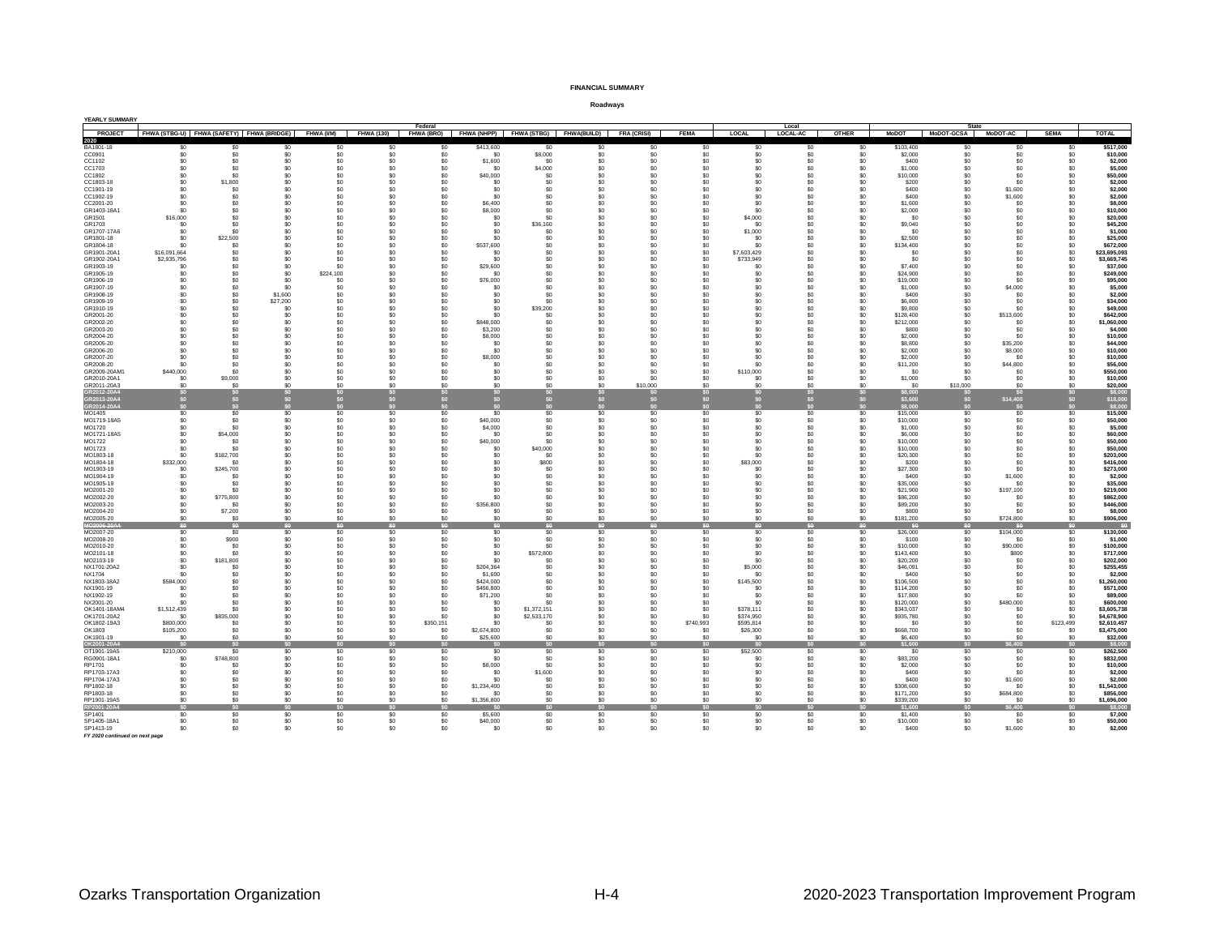FINANCIAL SUMMARY

Roadways

YEARLY SUMMARY

| PROJECT | Federal | | | | | | | | | | | | Local | | | State | | | | TOTAL |
|---|---|---|---|---|---|---|---|---|---|---|---|---|---|---|---|---|---|---|---|---|
| | FHWA (STBG-U) | FHWA (SAFETY) | FHWA (BRIDGE) | FHWA (I/M) | FHWA (130) | FHWA (BRO) | FHWA (NHPP) | FHWA (STBG) | FHWA(BUILD) | FRA (CRISI) | FEMA | LOCAL | LOCAL-AC | OTHER | MoDOT | MoDOT-GCSA | MoDOT-AC | SEMA | |
| 2020 | | | | | | | | | | | | | | | | | | | | |
| BA1801-18 | $0 | $0 | $0 | $0 | $0 | $0 | $413,600 | $0 | $0 | $0 | $0 | $0 | $0 | $0 | $103,400 | $0 | $0 | $0 | **$517,000** |
| CC0901 | $0 | $0 | $0 | $0 | $0 | $0 | $0 | $8,000 | $0 | $0 | $0 | $0 | $0 | $0 | $2,000 | $0 | $0 | $0 | **$10,000** |
| CC1102 | $0 | $0 | $0 | $0 | $0 | $0 | $1,600 | $0 | $0 | $0 | $0 | $0 | $0 | $0 | $400 | $0 | $0 | $0 | **$2,000** |
| CC1703 | $0 | $0 | $0 | $0 | $0 | $0 | $0 | $4,000 | $0 | $0 | $0 | $0 | $0 | $0 | $1,000 | $0 | $0 | $0 | **$5,000** |
| CC1802 | $0 | $0 | $0 | $0 | $0 | $0 | $40,000 | $0 | $0 | $0 | $0 | $0 | $0 | $0 | $10,000 | $0 | $0 | $0 | **$50,000** |
| CC1803-18 | $0 | $1,800 | $0 | $0 | $0 | $0 | $0 | $0 | $0 | $0 | $0 | $0 | $0 | $0 | $200 | $0 | $0 | $0 | **$2,000** |
| CC1901-19 | $0 | $0 | $0 | $0 | $0 | $0 | $0 | $0 | $0 | $0 | $0 | $0 | $0 | $0 | $400 | $0 | $1,600 | $0 | **$2,000** |
| CC1902-19 | $0 | $0 | $0 | $0 | $0 | $0 | $0 | $0 | $0 | $0 | $0 | $0 | $0 | $0 | $400 | $0 | $1,600 | $0 | **$2,000** |
| CC2001-20 | $0 | $0 | $0 | $0 | $0 | $0 | $6,400 | $0 | $0 | $0 | $0 | $0 | $0 | $0 | $1,600 | $0 | $0 | $0 | **$8,000** |
| GR1403-18A1 | $0 | $0 | $0 | $0 | $0 | $0 | $8,000 | $0 | $0 | $0 | $0 | $0 | $0 | $0 | $2,000 | $0 | $0 | $0 | **$10,000** |
| GR1501 | $16,000 | $0 | $0 | $0 | $0 | $0 | $0 | $0 | $0 | $0 | $0 | $4,000 | $0 | $0 | $0 | $0 | $0 | $0 | **$20,000** |
| GR1703 | $0 | $0 | $0 | $0 | $0 | $0 | $0 | $36,160 | $0 | $0 | $0 | $0 | $0 | $0 | $9,040 | $0 | $0 | $0 | **$45,200** |
| GR1707-17A6 | $0 | $0 | $0 | $0 | $0 | $0 | $0 | $0 | $0 | $0 | $0 | $1,000 | $0 | $0 | $0 | $0 | $0 | $0 | **$1,000** |
| GR1801-18 | $0 | $22,500 | $0 | $0 | $0 | $0 | $0 | $0 | $0 | $0 | $0 | $0 | $0 | $0 | $2,500 | $0 | $0 | $0 | **$25,000** |
| GR1804-18 | $0 | $0 | $0 | $0 | $0 | $0 | $537,600 | $0 | $0 | $0 | $0 | $0 | $0 | $0 | $134,400 | $0 | $0 | $0 | **$672,000** |
| GR1901-20A1 | $16,091,664 | $0 | $0 | $0 | $0 | $0 | $0 | $0 | $0 | $0 | $0 | $7,603,429 | $0 | $0 | $0 | $0 | $0 | $0 | **$23,695,093** |
| GR1902-20A1 | $2,935,796 | $0 | $0 | $0 | $0 | $0 | $0 | $0 | $0 | $0 | $0 | $733,949 | $0 | $0 | $0 | $0 | $0 | $0 | **$3,669,745** |
| GR1903-19 | $0 | $0 | $0 | $0 | $0 | $0 | $29,600 | $0 | $0 | $0 | $0 | $0 | $0 | $0 | $7,400 | $0 | $0 | $0 | **$37,000** |
| GR1905-19 | $0 | $0 | $0 | $224,100 | $0 | $0 | $0 | $0 | $0 | $0 | $0 | $0 | $0 | $0 | $24,900 | $0 | $0 | $0 | **$249,000** |
| GR1906-19 | $0 | $0 | $0 | $0 | $0 | $0 | $76,000 | $0 | $0 | $0 | $0 | $0 | $0 | $0 | $19,000 | $0 | $0 | $0 | **$95,000** |
| GR1907-19 | $0 | $0 | $0 | $0 | $0 | $0 | $0 | $0 | $0 | $0 | $0 | $0 | $0 | $0 | $1,000 | $0 | $4,000 | $0 | **$5,000** |
| GR1908-19 | $0 | $0 | $1,600 | $0 | $0 | $0 | $0 | $0 | $0 | $0 | $0 | $0 | $0 | $0 | $400 | $0 | $0 | $0 | **$2,000** |
| GR1909-19 | $0 | $0 | $27,200 | $0 | $0 | $0 | $0 | $0 | $0 | $0 | $0 | $0 | $0 | $0 | $6,800 | $0 | $0 | $0 | **$34,000** |
| GR1910-19 | $0 | $0 | $0 | $0 | $0 | $0 | $0 | $39,200 | $0 | $0 | $0 | $0 | $0 | $0 | $9,800 | $0 | $0 | $0 | **$49,000** |
| GR2001-20 | $0 | $0 | $0 | $0 | $0 | $0 | $0 | $0 | $0 | $0 | $0 | $0 | $0 | $0 | $128,400 | $0 | $513,600 | $0 | **$642,000** |
| GR2002-20 | $0 | $0 | $0 | $0 | $0 | $0 | $848,000 | $0 | $0 | $0 | $0 | $0 | $0 | $0 | $212,000 | $0 | $0 | $0 | **$1,060,000** |
| GR2003-20 | $0 | $0 | $0 | $0 | $0 | $0 | $3,200 | $0 | $0 | $0 | $0 | $0 | $0 | $0 | $800 | $0 | $0 | $0 | **$4,000** |
| GR2004-20 | $0 | $0 | $0 | $0 | $0 | $0 | $8,000 | $0 | $0 | $0 | $0 | $0 | $0 | $0 | $2,000 | $0 | $0 | $0 | **$10,000** |
| GR2005-20 | $0 | $0 | $0 | $0 | $0 | $0 | $0 | $0 | $0 | $0 | $0 | $0 | $0 | $0 | $8,800 | $0 | $35,200 | $0 | **$44,000** |
| GR2006-20 | $0 | $0 | $0 | $0 | $0 | $0 | $0 | $0 | $0 | $0 | $0 | $0 | $0 | $0 | $2,000 | $0 | $8,000 | $0 | **$10,000** |
| GR2007-20 | $0 | $0 | $0 | $0 | $0 | $0 | $8,000 | $0 | $0 | $0 | $0 | $0 | $0 | $0 | $2,000 | $0 | $0 | $0 | **$10,000** |
| GR2008-20 | $0 | $0 | $0 | $0 | $0 | $0 | $0 | $0 | $0 | $0 | $0 | $0 | $0 | $0 | $11,200 | $0 | $44,800 | $0 | **$56,000** |
| GR2009-20AM1 | $440,000 | $0 | $0 | $0 | $0 | $0 | $0 | $0 | $0 | $0 | $0 | $110,000 | $0 | $0 | $0 | $0 | $0 | $0 | **$550,000** |
| GR2010-20A1 | $0 | $9,000 | $0 | $0 | $0 | $0 | $0 | $0 | $0 | $0 | $0 | $0 | $0 | $0 | $1,000 | $0 | $0 | $0 | **$10,000** |
| GR2011-20A3 | $0 | $0 | $0 | $0 | $0 | $0 | $0 | $0 | $0 | $10,000 | $0 | $0 | $0 | $0 | $0 | $10,000 | $0 | $0 | **$20,000** |
| GR2012-20A4 | $0 | $0 | $0 | $0 | $0 | $0 | $0 | $0 | $0 | $0 | $0 | $0 | $0 | $0 | $8,000 | $0 | $0 | $0 | **$8,000** |
| GR2013-20A4 | $0 | $0 | $0 | $0 | $0 | $0 | $0 | $0 | $0 | $0 | $0 | $0 | $0 | $0 | $3,600 | $0 | $14,400 | $0 | **$18,000** |
| GR2014-20A4 | $0 | $0 | $0 | $0 | $0 | $0 | $0 | $0 | $0 | $0 | $0 | $0 | $0 | $0 | $8,000 | $0 | $0 | $0 | **$8,000** |
| MO1405 | $0 | $0 | $0 | $0 | $0 | $0 | $0 | $0 | $0 | $0 | $0 | $0 | $0 | $0 | $15,000 | $0 | $0 | $0 | **$15,000** |
| MO1719-18A5 | $0 | $0 | $0 | $0 | $0 | $0 | $40,000 | $0 | $0 | $0 | $0 | $0 | $0 | $0 | $10,000 | $0 | $0 | $0 | **$50,000** |
| MO1720 | $0 | $0 | $0 | $0 | $0 | $0 | $4,000 | $0 | $0 | $0 | $0 | $0 | $0 | $0 | $1,000 | $0 | $0 | $0 | **$5,000** |
| MO1721-18A5 | $0 | $54,000 | $0 | $0 | $0 | $0 | $0 | $0 | $0 | $0 | $0 | $0 | $0 | $0 | $6,000 | $0 | $0 | $0 | **$60,000** |
| MO1722 | $0 | $0 | $0 | $0 | $0 | $0 | $40,000 | $0 | $0 | $0 | $0 | $0 | $0 | $0 | $10,000 | $0 | $0 | $0 | **$50,000** |
| MO1723 | $0 | $0 | $0 | $0 | $0 | $0 | $0 | $40,000 | $0 | $0 | $0 | $0 | $0 | $0 | $10,000 | $0 | $0 | $0 | **$50,000** |
| MO1803-18 | $0 | $182,700 | $0 | $0 | $0 | $0 | $0 | $0 | $0 | $0 | $0 | $0 | $0 | $0 | $20,300 | $0 | $0 | $0 | **$203,000** |
| MO1804-18 | $332,000 | $0 | $0 | $0 | $0 | $0 | $0 | $800 | $0 | $0 | $0 | $83,000 | $0 | $0 | $200 | $0 | $0 | $0 | **$416,000** |
| MO1903-19 | $0 | $245,700 | $0 | $0 | $0 | $0 | $0 | $0 | $0 | $0 | $0 | $0 | $0 | $0 | $27,300 | $0 | $0 | $0 | **$273,000** |
| MO1904-19 | $0 | $0 | $0 | $0 | $0 | $0 | $0 | $0 | $0 | $0 | $0 | $0 | $0 | $0 | $400 | $0 | $1,600 | $0 | **$2,000** |
| MO1905-19 | $0 | $0 | $0 | $0 | $0 | $0 | $0 | $0 | $0 | $0 | $0 | $0 | $0 | $0 | $35,000 | $0 | $0 | $0 | **$35,000** |
| MO2001-20 | $0 | $0 | $0 | $0 | $0 | $0 | $0 | $0 | $0 | $0 | $0 | $0 | $0 | $0 | $21,900 | $0 | $197,100 | $0 | **$219,000** |
| MO2002-20 | $0 | $775,800 | $0 | $0 | $0 | $0 | $0 | $0 | $0 | $0 | $0 | $0 | $0 | $0 | $86,200 | $0 | $0 | $0 | **$862,000** |
| MO2003-20 | $0 | $0 | $0 | $0 | $0 | $0 | $356,800 | $0 | $0 | $0 | $0 | $0 | $0 | $0 | $89,200 | $0 | $0 | $0 | **$446,000** |
| MO2004-20 | $0 | $7,200 | $0 | $0 | $0 | $0 | $0 | $0 | $0 | $0 | $0 | $0 | $0 | $0 | $800 | $0 | $0 | $0 | **$8,000** |
| MO2005-20 | $0 | $0 | $0 | $0 | $0 | $0 | $0 | $0 | $0 | $0 | $0 | $0 | $0 | $0 | $181,200 | $0 | $724,800 | $0 | **$906,000** |
| ~~MO2006-20A4~~ | ~~$0~~ | ~~$0~~ | ~~$0~~ | ~~$0~~ | ~~$0~~ | ~~$0~~ | ~~$0~~ | ~~$0~~ | ~~$0~~ | ~~$0~~ | ~~$0~~ | ~~$0~~ | ~~$0~~ | ~~$0~~ | ~~$0~~ | ~~$0~~ | ~~$0~~ | ~~$0~~ | ~~$0~~ |
| MO2007-20 | $0 | $0 | $0 | $0 | $0 | $0 | $0 | $0 | $0 | $0 | $0 | $0 | $0 | $0 | $26,000 | $0 | $104,000 | $0 | **$130,000** |
| MO2008-20 | $0 | $900 | $0 | $0 | $0 | $0 | $0 | $0 | $0 | $0 | $0 | $0 | $0 | $0 | $100 | $0 | $0 | $0 | **$1,000** |
| MO2010-20 | $0 | $0 | $0 | $0 | $0 | $0 | $0 | $0 | $0 | $0 | $0 | $0 | $0 | $0 | $10,000 | $0 | $90,000 | $0 | **$100,000** |
| MO2101-18 | $0 | $0 | $0 | $0 | $0 | $0 | $0 | $572,800 | $0 | $0 | $0 | $0 | $0 | $0 | $143,400 | $0 | $800 | $0 | **$717,000** |
| MO2103-19 | $0 | $181,800 | $0 | $0 | $0 | $0 | $0 | $0 | $0 | $0 | $0 | $0 | $0 | $0 | $20,200 | $0 | $0 | $0 | **$202,000** |
| NX1701-20A2 | $0 | $0 | $0 | $0 | $0 | $0 | $204,364 | $0 | $0 | $0 | $0 | $5,000 | $0 | $0 | $46,091 | $0 | $0 | $0 | **$255,455** |
| NX1704 | $0 | $0 | $0 | $0 | $0 | $0 | $1,600 | $0 | $0 | $0 | $0 | $0 | $0 | $0 | $400 | $0 | $0 | $0 | **$2,000** |
| NX1803-18A2 | $584,000 | $0 | $0 | $0 | $0 | $0 | $424,000 | $0 | $0 | $0 | $0 | $145,500 | $0 | $0 | $106,500 | $0 | $0 | $0 | **$1,260,000** |
| NX1901-19 | $0 | $0 | $0 | $0 | $0 | $0 | $456,800 | $0 | $0 | $0 | $0 | $0 | $0 | $0 | $114,200 | $0 | $0 | $0 | **$571,000** |
| NX1902-19 | $0 | $0 | $0 | $0 | $0 | $0 | $71,200 | $0 | $0 | $0 | $0 | $0 | $0 | $0 | $17,800 | $0 | $0 | $0 | **$89,000** |
| NX2001-20 | $0 | $0 | $0 | $0 | $0 | $0 | $0 | $0 | $0 | $0 | $0 | $0 | $0 | $0 | $120,000 | $0 | $480,000 | $0 | **$600,000** |
| OK1401-18AM4 | $1,512,439 | $0 | $0 | $0 | $0 | $0 | $0 | $1,372,151 | $0 | $0 | $0 | $378,111 | $0 | $0 | $343,037 | $0 | $0 | $0 | **$3,605,738** |
| OK1701-20A2 | $0 | $835,000 | $0 | $0 | $0 | $0 | $0 | $2,533,170 | $0 | $0 | $0 | $374,950 | $0 | $0 | $935,780 | $0 | $0 | $0 | **$4,678,900** |
| OK1802-19A3 | $800,000 | $0 | $0 | $0 | $0 | $350,151 | $0 | $0 | $0 | $0 | $740,993 | $595,814 | $0 | $0 | $0 | $0 | $0 | $123,499 | **$2,610,457** |
| OK1803 | $105,200 | $0 | $0 | $0 | $0 | $0 | $2,674,800 | $0 | $0 | $0 | $0 | $26,300 | $0 | $0 | $668,700 | $0 | $0 | $0 | **$3,475,000** |
| OK1901-19 | $0 | $0 | $0 | $0 | $0 | $0 | $25,600 | $0 | $0 | $0 | $0 | $0 | $0 | $0 | $6,400 | $0 | $0 | $0 | **$32,000** |
| OK2001-20A4 | $0 | $0 | $0 | $0 | $0 | $0 | $0 | $0 | $0 | $0 | $0 | $0 | $0 | $0 | $1,600 | $0 | $6,400 | $0 | **$8,000** |
| OT1901-19A5 | $210,000 | $0 | $0 | $0 | $0 | $0 | $0 | $0 | $0 | $0 | $0 | $52,500 | $0 | $0 | $0 | $0 | $0 | $0 | **$262,500** |
| RG0901-18A1 | $0 | $748,800 | $0 | $0 | $0 | $0 | $0 | $0 | $0 | $0 | $0 | $0 | $0 | $0 | $83,200 | $0 | $0 | $0 | **$832,000** |
| RP1701 | $0 | $0 | $0 | $0 | $0 | $0 | $8,000 | $0 | $0 | $0 | $0 | $0 | $0 | $0 | $2,000 | $0 | $0 | $0 | **$10,000** |
| RP1703-17A3 | $0 | $0 | $0 | $0 | $0 | $0 | $0 | $1,600 | $0 | $0 | $0 | $0 | $0 | $0 | $400 | $0 | $0 | $0 | **$2,000** |
| RP1704-17A3 | $0 | $0 | $0 | $0 | $0 | $0 | $0 | $0 | $0 | $0 | $0 | $0 | $0 | $0 | $400 | $0 | $1,600 | $0 | **$2,000** |
| RP1802-18 | $0 | $0 | $0 | $0 | $0 | $0 | $1,234,400 | $0 | $0 | $0 | $0 | $0 | $0 | $0 | $308,600 | $0 | $0 | $0 | **$1,543,000** |
| RP1803-18 | $0 | $0 | $0 | $0 | $0 | $0 | $0 | $0 | $0 | $0 | $0 | $0 | $0 | $0 | $171,200 | $0 | $684,800 | $0 | **$856,000** |
| RP1901-19A5 | $0 | $0 | $0 | $0 | $0 | $0 | $1,356,800 | $0 | $0 | $0 | $0 | $0 | $0 | $0 | $339,200 | $0 | $0 | $0 | **$1,696,000** |
| RP2001-20A4 | $0 | $0 | $0 | $0 | $0 | $0 | $0 | $0 | $0 | $0 | $0 | $0 | $0 | $0 | $1,600 | $0 | $6,400 | $0 | **$8,000** |
| SP1401 | $0 | $0 | $0 | $0 | $0 | $0 | $5,600 | $0 | $0 | $0 | $0 | $0 | $0 | $0 | $1,400 | $0 | $0 | $0 | **$7,000** |
| SP1405-18A1 | $0 | $0 | $0 | $0 | $0 | $0 | $40,000 | $0 | $0 | $0 | $0 | $0 | $0 | $0 | $10,000 | $0 | $0 | $0 | **$50,000** |
| SP1413-19 | $0 | $0 | $0 | $0 | $0 | $0 | $0 | $0 | $0 | $0 | $0 | $0 | $0 | $0 | $400 | $0 | $1,600 | $0 | **$2,000** |

*FY 2020 continued on next page*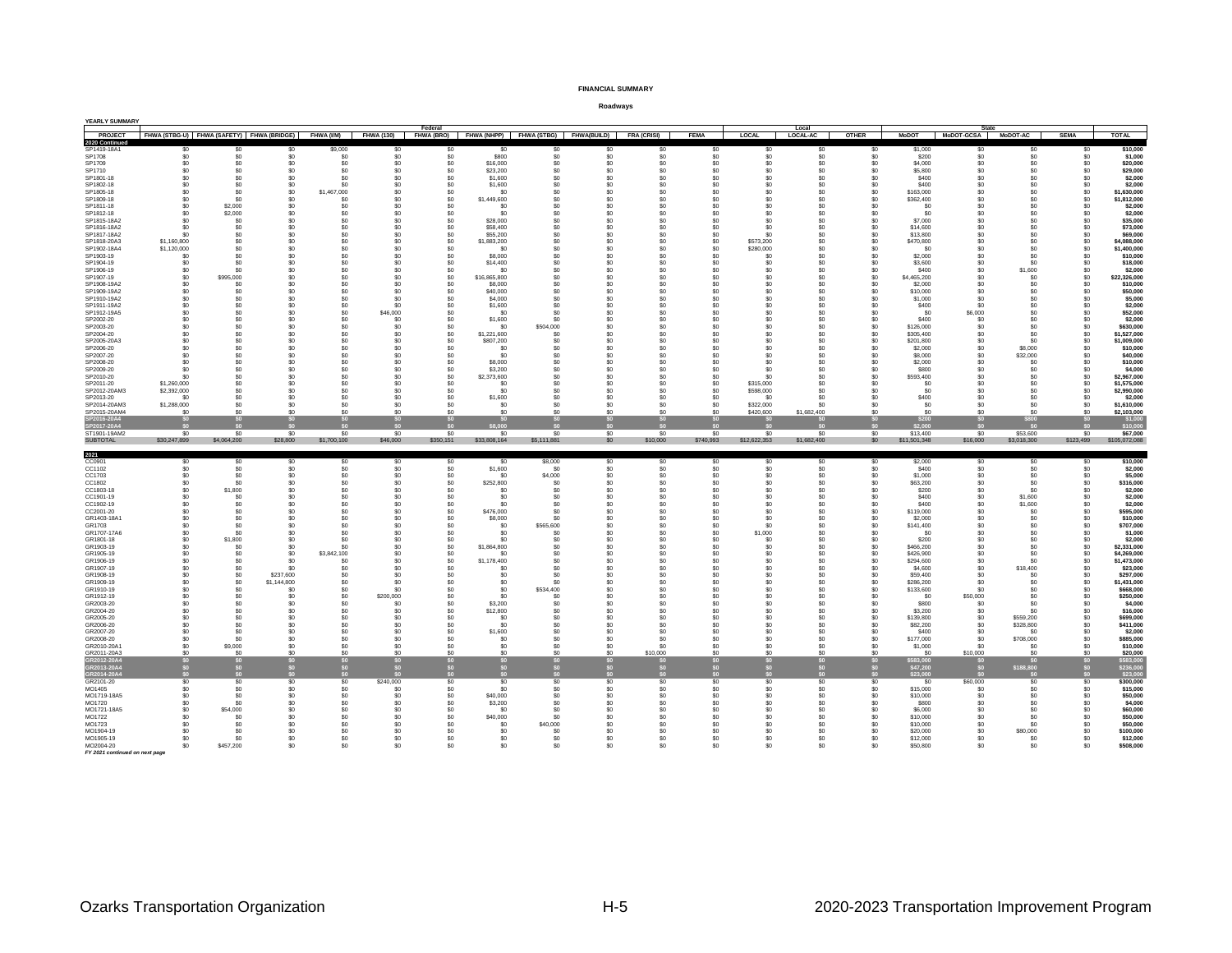# FINANCIAL SUMMARY

## Roadways

YEARLY SUMMARY

| | Federal | | | | | | | | | | | Local | | | State | | | | |
|---|---|---|---|---|---|---|---|---|---|---|---|---|---|---|---|---|---|---|---|
| PROJECT | FHWA (STBG-U) | FHWA (SAFETY) | FHWA (BRIDGE) | FHWA (I/M) | FHWA (130) | FHWA (BRO) | FHWA (NHPP) | FHWA (STBG) | FHWA(BUILD) | FRA (CRISI) | FEMA | LOCAL | LOCAL-AC | OTHER | MoDOT | MoDOT-GCSA | MoDOT-AC | SEMA | TOTAL |
| **2020 Continued** | | | | | | | | | | | | | | | | | | | |
| SP1419-18A1 | $0 | $0 | $0 | $9,000 | $0 | $0 | $0 | $0 | $0 | $0 | $0 | $0 | $0 | $0 | $1,000 | $0 | $0 | $0 | **$10,000** |
| SP1708 | $0 | $0 | $0 | $0 | $0 | $0 | $800 | $0 | $0 | $0 | $0 | $0 | $0 | $0 | $200 | $0 | $0 | $0 | **$1,000** |
| SP1709 | $0 | $0 | $0 | $0 | $0 | $0 | $16,000 | $0 | $0 | $0 | $0 | $0 | $0 | $0 | $4,000 | $0 | $0 | $0 | **$20,000** |
| SP1710 | $0 | $0 | $0 | $0 | $0 | $0 | $23,200 | $0 | $0 | $0 | $0 | $0 | $0 | $0 | $5,800 | $0 | $0 | $0 | **$29,000** |
| SP1801-18 | $0 | $0 | $0 | $0 | $0 | $0 | $1,600 | $0 | $0 | $0 | $0 | $0 | $0 | $0 | $400 | $0 | $0 | $0 | **$2,000** |
| SP1802-18 | $0 | $0 | $0 | $0 | $0 | $0 | $1,600 | $0 | $0 | $0 | $0 | $0 | $0 | $0 | $400 | $0 | $0 | $0 | **$2,000** |
| SP1805-18 | $0 | $0 | $0 | $1,467,000 | $0 | $0 | $0 | $0 | $0 | $0 | $0 | $0 | $0 | $0 | $163,000 | $0 | $0 | $0 | **$1,630,000** |
| SP1809-18 | $0 | $0 | $0 | $0 | $0 | $0 | $1,449,600 | $0 | $0 | $0 | $0 | $0 | $0 | $0 | $362,400 | $0 | $0 | $0 | **$1,812,000** |
| SP1811-18 | $0 | $2,000 | $0 | $0 | $0 | $0 | $0 | $0 | $0 | $0 | $0 | $0 | $0 | $0 | $0 | $0 | $0 | $0 | **$2,000** |
| SP1812-18 | $0 | $2,000 | $0 | $0 | $0 | $0 | $0 | $0 | $0 | $0 | $0 | $0 | $0 | $0 | $0 | $0 | $0 | $0 | **$2,000** |
| SP1815-18A2 | $0 | $0 | $0 | $0 | $0 | $0 | $28,000 | $0 | $0 | $0 | $0 | $0 | $0 | $0 | $7,000 | $0 | $0 | $0 | **$35,000** |
| SP1816-18A2 | $0 | $0 | $0 | $0 | $0 | $0 | $58,400 | $0 | $0 | $0 | $0 | $0 | $0 | $0 | $14,600 | $0 | $0 | $0 | **$73,000** |
| SP1817-18A2 | $0 | $0 | $0 | $0 | $0 | $0 | $55,200 | $0 | $0 | $0 | $0 | $0 | $0 | $0 | $13,800 | $0 | $0 | $0 | **$69,000** |
| SP1818-20A3 | $1,160,800 | $0 | $0 | $0 | $0 | $0 | $1,883,200 | $0 | $0 | $0 | $0 | $573,200 | $0 | $0 | $470,800 | $0 | $0 | $0 | **$4,088,000** |
| SP1902-18A4 | $1,120,000 | $0 | $0 | $0 | $0 | $0 | $0 | $0 | $0 | $0 | $0 | $280,000 | $0 | $0 | $0 | $0 | $0 | $0 | **$1,400,000** |
| SP1903-19 | $0 | $0 | $0 | $0 | $0 | $0 | $8,000 | $0 | $0 | $0 | $0 | $0 | $0 | $0 | $2,000 | $0 | $0 | $0 | **$10,000** |
| SP1904-19 | $0 | $0 | $0 | $0 | $0 | $0 | $14,400 | $0 | $0 | $0 | $0 | $0 | $0 | $0 | $3,600 | $0 | $0 | $0 | **$18,000** |
| SP1906-19 | $0 | $0 | $0 | $0 | $0 | $0 | $0 | $0 | $0 | $0 | $0 | $0 | $0 | $0 | $400 | $0 | $1,600 | $0 | **$2,000** |
| SP1907-19 | $0 | $995,000 | $0 | $0 | $0 | $0 | $16,865,800 | $0 | $0 | $0 | $0 | $0 | $0 | $0 | $4,465,200 | $0 | $0 | $0 | **$22,326,000** |
| SP1908-19A2 | $0 | $0 | $0 | $0 | $0 | $0 | $8,000 | $0 | $0 | $0 | $0 | $0 | $0 | $0 | $2,000 | $0 | $0 | $0 | **$10,000** |
| SP1909-19A2 | $0 | $0 | $0 | $0 | $0 | $0 | $40,000 | $0 | $0 | $0 | $0 | $0 | $0 | $0 | $10,000 | $0 | $0 | $0 | **$50,000** |
| SP1910-19A2 | $0 | $0 | $0 | $0 | $0 | $0 | $4,000 | $0 | $0 | $0 | $0 | $0 | $0 | $0 | $1,000 | $0 | $0 | $0 | **$5,000** |
| SP1911-19A2 | $0 | $0 | $0 | $0 | $0 | $0 | $1,600 | $0 | $0 | $0 | $0 | $0 | $0 | $0 | $400 | $0 | $0 | $0 | **$2,000** |
| SP1912-19A5 | $0 | $0 | $0 | $0 | $46,000 | $0 | $0 | $0 | $0 | $0 | $0 | $0 | $0 | $0 | $0 | $6,000 | $0 | $0 | **$52,000** |
| SP2002-20 | $0 | $0 | $0 | $0 | $0 | $0 | $1,600 | $0 | $0 | $0 | $0 | $0 | $0 | $0 | $400 | $0 | $0 | $0 | **$2,000** |
| SP2003-20 | $0 | $0 | $0 | $0 | $0 | $0 | $0 | $504,000 | $0 | $0 | $0 | $0 | $0 | $0 | $126,000 | $0 | $0 | $0 | **$630,000** |
| SP2004-20 | $0 | $0 | $0 | $0 | $0 | $0 | $1,221,600 | $0 | $0 | $0 | $0 | $0 | $0 | $0 | $305,400 | $0 | $0 | $0 | **$1,527,000** |
| SP2005-20A3 | $0 | $0 | $0 | $0 | $0 | $0 | $807,200 | $0 | $0 | $0 | $0 | $0 | $0 | $0 | $201,800 | $0 | $0 | $0 | **$1,009,000** |
| SP2006-20 | $0 | $0 | $0 | $0 | $0 | $0 | $0 | $0 | $0 | $0 | $0 | $0 | $0 | $0 | $2,000 | $0 | $8,000 | $0 | **$10,000** |
| SP2007-20 | $0 | $0 | $0 | $0 | $0 | $0 | $0 | $0 | $0 | $0 | $0 | $0 | $0 | $0 | $8,000 | $0 | $32,000 | $0 | **$40,000** |
| SP2008-20 | $0 | $0 | $0 | $0 | $0 | $0 | $8,000 | $0 | $0 | $0 | $0 | $0 | $0 | $0 | $2,000 | $0 | $0 | $0 | **$10,000** |
| SP2009-20 | $0 | $0 | $0 | $0 | $0 | $0 | $3,200 | $0 | $0 | $0 | $0 | $0 | $0 | $0 | $800 | $0 | $0 | $0 | **$4,000** |
| SP2010-20 | $0 | $0 | $0 | $0 | $0 | $0 | $2,373,600 | $0 | $0 | $0 | $0 | $0 | $0 | $0 | $593,400 | $0 | $0 | $0 | **$2,967,000** |
| SP2011-20 | $1,260,000 | $0 | $0 | $0 | $0 | $0 | $0 | $0 | $0 | $0 | $0 | $315,000 | $0 | $0 | $0 | $0 | $0 | $0 | **$1,575,000** |
| SP2012-20AM3 | $2,392,000 | $0 | $0 | $0 | $0 | $0 | $0 | $0 | $0 | $0 | $0 | $598,000 | $0 | $0 | $0 | $0 | $0 | $0 | **$2,990,000** |
| SP2013-20 | $0 | $0 | $0 | $0 | $0 | $0 | $1,600 | $0 | $0 | $0 | $0 | $0 | $0 | $0 | $400 | $0 | $0 | $0 | **$2,000** |
| SP2014-20AM3 | $1,288,000 | $0 | $0 | $0 | $0 | $0 | $0 | $0 | $0 | $0 | $0 | $322,000 | $0 | $0 | $0 | $0 | $0 | $0 | **$1,610,000** |
| SP2015-20AM4 | $0 | $0 | $0 | $0 | $0 | $0 | $0 | $0 | $0 | $0 | $0 | $420,600 | $1,682,400 | $0 | $0 | $0 | $0 | $0 | **$2,103,000** |
| SP2016-20A4 | $0 | $0 | $0 | $0 | $0 | $0 | $0 | $0 | $0 | $0 | $0 | $0 | $0 | $0 | $200 | $0 | $800 | $0 | **$1,000** |
| SP2017-20A4 | $0 | $0 | $0 | $0 | $0 | $0 | $8,000 | $0 | $0 | $0 | $0 | $0 | $0 | $0 | $2,000 | $0 | $0 | $0 | **$10,000** |
| ST1901-19AM2 | $0 | $0 | $0 | $0 | $0 | $0 | $0 | $0 | $0 | $0 | $0 | $0 | $0 | $0 | $13,400 | $0 | $53,600 | $0 | **$67,000** |
| SUBTOTAL | $30,247,899 | $4,064,200 | $28,800 | $1,700,100 | $46,000 | $350,151 | $33,808,164 | $5,111,881 | $0 | $10,000 | $740,993 | $12,622,353 | $1,682,400 | $0 | $11,501,348 | $16,000 | $3,018,300 | $123,499 | $105,072,088 |
| **2021** | | | | | | | | | | | | | | | | | | | |
| CC0901 | $0 | $0 | $0 | $0 | $0 | $0 | $0 | $8,000 | $0 | $0 | $0 | $0 | $0 | $0 | $2,000 | $0 | $0 | $0 | **$10,000** |
| CC1102 | $0 | $0 | $0 | $0 | $0 | $0 | $1,600 | $0 | $0 | $0 | $0 | $0 | $0 | $0 | $400 | $0 | $0 | $0 | **$2,000** |
| CC1703 | $0 | $0 | $0 | $0 | $0 | $0 | $0 | $4,000 | $0 | $0 | $0 | $0 | $0 | $0 | $1,000 | $0 | $0 | $0 | **$5,000** |
| CC1802 | $0 | $0 | $0 | $0 | $0 | $0 | $252,800 | $0 | $0 | $0 | $0 | $0 | $0 | $0 | $63,200 | $0 | $0 | $0 | **$316,000** |
| CC1803-18 | $0 | $1,800 | $0 | $0 | $0 | $0 | $0 | $0 | $0 | $0 | $0 | $0 | $0 | $0 | $200 | $0 | $0 | $0 | **$2,000** |
| CC1901-19 | $0 | $0 | $0 | $0 | $0 | $0 | $0 | $0 | $0 | $0 | $0 | $0 | $0 | $0 | $400 | $0 | $1,600 | $0 | **$2,000** |
| CC1902-19 | $0 | $0 | $0 | $0 | $0 | $0 | $0 | $0 | $0 | $0 | $0 | $0 | $0 | $0 | $400 | $0 | $1,600 | $0 | **$2,000** |
| CC2001-20 | $0 | $0 | $0 | $0 | $0 | $0 | $476,000 | $0 | $0 | $0 | $0 | $0 | $0 | $0 | $119,000 | $0 | $0 | $0 | **$595,000** |
| GR1403-18A1 | $0 | $0 | $0 | $0 | $0 | $0 | $8,000 | $0 | $0 | $0 | $0 | $0 | $0 | $0 | $2,000 | $0 | $0 | $0 | **$10,000** |
| GR1703 | $0 | $0 | $0 | $0 | $0 | $0 | $0 | $565,600 | $0 | $0 | $0 | $0 | $0 | $0 | $141,400 | $0 | $0 | $0 | **$707,000** |
| GR1707-17A6 | $0 | $0 | $0 | $0 | $0 | $0 | $0 | $0 | $0 | $0 | $0 | $1,000 | $0 | $0 | $0 | $0 | $0 | $0 | **$1,000** |
| GR1801-18 | $0 | $1,800 | $0 | $0 | $0 | $0 | $0 | $0 | $0 | $0 | $0 | $0 | $0 | $0 | $200 | $0 | $0 | $0 | **$2,000** |
| GR1903-19 | $0 | $0 | $0 | $0 | $0 | $0 | $1,864,800 | $0 | $0 | $0 | $0 | $0 | $0 | $0 | $466,200 | $0 | $0 | $0 | **$2,331,000** |
| GR1905-19 | $0 | $0 | $0 | $3,842,100 | $0 | $0 | $0 | $0 | $0 | $0 | $0 | $0 | $0 | $0 | $426,900 | $0 | $0 | $0 | **$4,269,000** |
| GR1906-19 | $0 | $0 | $0 | $0 | $0 | $0 | $1,178,400 | $0 | $0 | $0 | $0 | $0 | $0 | $0 | $294,600 | $0 | $0 | $0 | **$1,473,000** |
| GR1907-19 | $0 | $0 | $0 | $0 | $0 | $0 | $0 | $0 | $0 | $0 | $0 | $0 | $0 | $0 | $4,600 | $0 | $18,400 | $0 | **$23,000** |
| GR1908-19 | $0 | $0 | $237,600 | $0 | $0 | $0 | $0 | $0 | $0 | $0 | $0 | $0 | $0 | $0 | $59,400 | $0 | $0 | $0 | **$297,000** |
| GR1909-19 | $0 | $0 | $1,144,800 | $0 | $0 | $0 | $0 | $0 | $0 | $0 | $0 | $0 | $0 | $0 | $286,200 | $0 | $0 | $0 | **$1,431,000** |
| GR1910-19 | $0 | $0 | $0 | $0 | $0 | $0 | $0 | $534,400 | $0 | $0 | $0 | $0 | $0 | $0 | $133,600 | $0 | $0 | $0 | **$668,000** |
| GR1912-19 | $0 | $0 | $0 | $0 | $200,000 | $0 | $0 | $0 | $0 | $0 | $0 | $0 | $0 | $0 | $0 | $50,000 | $0 | $0 | **$250,000** |
| GR2003-20 | $0 | $0 | $0 | $0 | $0 | $0 | $3,200 | $0 | $0 | $0 | $0 | $0 | $0 | $0 | $800 | $0 | $0 | $0 | **$4,000** |
| GR2004-20 | $0 | $0 | $0 | $0 | $0 | $0 | $12,800 | $0 | $0 | $0 | $0 | $0 | $0 | $0 | $3,200 | $0 | $0 | $0 | **$16,000** |
| GR2005-20 | $0 | $0 | $0 | $0 | $0 | $0 | $0 | $0 | $0 | $0 | $0 | $0 | $0 | $0 | $139,800 | $0 | $559,200 | $0 | **$699,000** |
| GR2006-20 | $0 | $0 | $0 | $0 | $0 | $0 | $0 | $0 | $0 | $0 | $0 | $0 | $0 | $0 | $82,200 | $0 | $328,800 | $0 | **$411,000** |
| GR2007-20 | $0 | $0 | $0 | $0 | $0 | $0 | $1,600 | $0 | $0 | $0 | $0 | $0 | $0 | $0 | $400 | $0 | $0 | $0 | **$2,000** |
| GR2008-20 | $0 | $0 | $0 | $0 | $0 | $0 | $0 | $0 | $0 | $0 | $0 | $0 | $0 | $0 | $177,000 | $0 | $708,000 | $0 | **$885,000** |
| GR2010-20A1 | $0 | $9,000 | $0 | $0 | $0 | $0 | $0 | $0 | $0 | $0 | $0 | $0 | $0 | $0 | $1,000 | $0 | $0 | $0 | **$10,000** |
| GR2011-20A3 | $0 | $0 | $0 | $0 | $0 | $0 | $0 | $0 | $0 | $10,000 | $0 | $0 | $0 | $0 | $0 | $10,000 | $0 | $0 | **$20,000** |
| GR2012-20A4 | $0 | $0 | $0 | $0 | $0 | $0 | $0 | $0 | $0 | $0 | $0 | $0 | $0 | $0 | $583,000 | $0 | $0 | $0 | **$583,000** |
| GR2013-20A4 | $0 | $0 | $0 | $0 | $0 | $0 | $0 | $0 | $0 | $0 | $0 | $0 | $0 | $0 | $47,200 | $0 | $188,800 | $0 | **$236,000** |
| GR2014-20A4 | $0 | $0 | $0 | $0 | $0 | $0 | $0 | $0 | $0 | $0 | $0 | $0 | $0 | $0 | $23,000 | $0 | $0 | $0 | **$23,000** |
| GR2101-20 | $0 | $0 | $0 | $0 | $240,000 | $0 | $0 | $0 | $0 | $0 | $0 | $0 | $0 | $0 | $0 | $60,000 | $0 | $0 | **$300,000** |
| MO1405 | $0 | $0 | $0 | $0 | $0 | $0 | $0 | $0 | $0 | $0 | $0 | $0 | $0 | $0 | $15,000 | $0 | $0 | $0 | **$15,000** |
| MO1719-18A5 | $0 | $0 | $0 | $0 | $0 | $0 | $40,000 | $0 | $0 | $0 | $0 | $0 | $0 | $0 | $10,000 | $0 | $0 | $0 | **$50,000** |
| MO1720 | $0 | $0 | $0 | $0 | $0 | $0 | $3,200 | $0 | $0 | $0 | $0 | $0 | $0 | $0 | $800 | $0 | $0 | $0 | **$4,000** |
| MO1721-18A5 | $0 | $54,000 | $0 | $0 | $0 | $0 | $0 | $0 | $0 | $0 | $0 | $0 | $0 | $0 | $6,000 | $0 | $0 | $0 | **$60,000** |
| MO1722 | $0 | $0 | $0 | $0 | $0 | $0 | $40,000 | $0 | $0 | $0 | $0 | $0 | $0 | $0 | $10,000 | $0 | $0 | $0 | **$50,000** |
| MO1723 | $0 | $0 | $0 | $0 | $0 | $0 | $0 | $40,000 | $0 | $0 | $0 | $0 | $0 | $0 | $10,000 | $0 | $0 | $0 | **$50,000** |
| MO1904-19 | $0 | $0 | $0 | $0 | $0 | $0 | $0 | $0 | $0 | $0 | $0 | $0 | $0 | $0 | $20,000 | $0 | $80,000 | $0 | **$100,000** |
| MO1905-19 | $0 | $0 | $0 | $0 | $0 | $0 | $0 | $0 | $0 | $0 | $0 | $0 | $0 | $0 | $12,000 | $0 | $0 | $0 | **$12,000** |
| MO2004-20 | $0 | $457,200 | $0 | $0 | $0 | $0 | $0 | $0 | $0 | $0 | $0 | $0 | $0 | $0 | $50,800 | $0 | $0 | $0 | **$508,000** |

*FY 2021 continued on next page*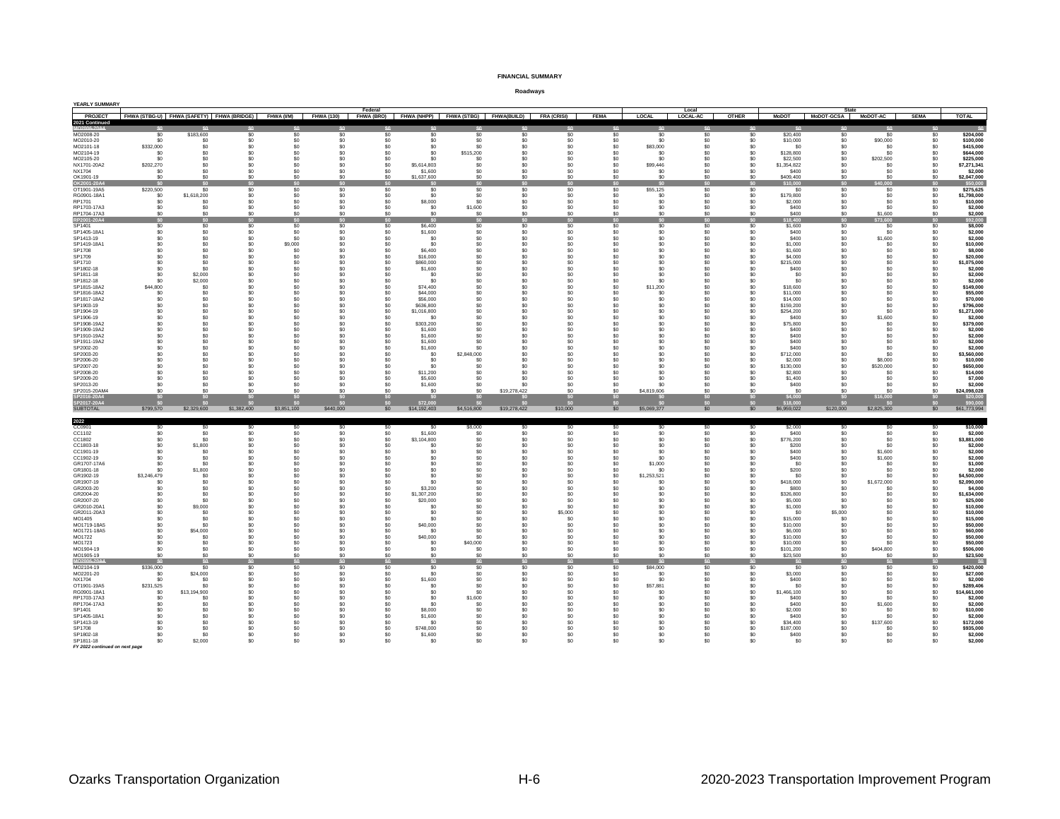# FINANCIAL SUMMARY

## Roadways

**YEARLY SUMMARY**

| | Federal | | | | | | | | | | | Local | | | State | | | | |
|---|---|---|---|---|---|---|---|---|---|---|---|---|---|---|---|---|---|---|---|
| PROJECT | FHWA (STBG-U) | FHWA (SAFETY) | FHWA (BRIDGE) | FHWA (I/M) | FHWA (130) | FHWA (BRO) | FHWA (NHPP) | FHWA (STBG) | FHWA(BUILD) | FRA (CRISI) | FEMA | LOCAL | LOCAL-AC | OTHER | MoDOT | MoDOT-GCSA | MoDOT-AC | SEMA | TOTAL |
| **2021 Continued** | | | | | | | | | | | | | | | | | | | |
| MO2006-20A4 | $0 | $0 | $0 | $0 | $0 | $0 | $0 | $0 | $0 | $0 | $0 | $0 | $0 | $0 | $0 | $0 | $0 | $0 | $0 |
| MO2008-20 | $0 | $183,600 | $0 | $0 | $0 | $0 | $0 | $0 | $0 | $0 | $0 | $0 | $0 | $0 | $20,400 | $0 | $0 | $0 | $204,000 |
| MO2010-20 | $0 | $0 | $0 | $0 | $0 | $0 | $0 | $0 | $0 | $0 | $0 | $0 | $0 | $0 | $10,000 | $0 | $90,000 | $0 | $100,000 |
| MO2101-18 | $332,000 | $0 | $0 | $0 | $0 | $0 | $0 | $0 | $0 | $0 | $0 | $83,000 | $0 | $0 | $0 | $0 | $0 | $0 | $415,000 |
| MO2104-19 | $0 | $0 | $0 | $0 | $0 | $0 | $0 | $515,200 | $0 | $0 | $0 | $0 | $0 | $0 | $128,800 | $0 | $0 | $0 | $644,000 |
| MO2105-20 | $0 | $0 | $0 | $0 | $0 | $0 | $0 | $0 | $0 | $0 | $0 | $0 | $0 | $0 | $22,500 | $0 | $202,500 | $0 | $225,000 |
| NX1701-20A2 | $202,270 | $0 | $0 | $0 | $0 | $0 | $5,614,803 | $0 | $0 | $0 | $0 | $99,446 | $0 | $0 | $1,354,822 | $0 | $0 | $0 | $7,271,341 |
| NX1704 | $0 | $0 | $0 | $0 | $0 | $0 | $1,600 | $0 | $0 | $0 | $0 | $0 | $0 | $0 | $400 | $0 | $0 | $0 | $2,000 |
| OK1901-19 | $0 | $0 | $0 | $0 | $0 | $0 | $1,637,600 | $0 | $0 | $0 | $0 | $0 | $0 | $0 | $409,400 | $0 | $0 | $0 | $2,047,000 |
| OK2001-20A4 | $0 | $0 | $0 | $0 | $0 | $0 | $0 | $0 | $0 | $0 | $0 | $0 | $0 | $0 | $10,000 | $0 | $40,000 | $0 | $50,000 |
| OT1901-19A5 | $220,500 | $0 | $0 | $0 | $0 | $0 | $0 | $0 | $0 | $0 | $0 | $55,125 | $0 | $0 | $0 | $0 | $0 | $0 | $275,625 |
| RG0901-18A1 | $0 | $1,618,200 | $0 | $0 | $0 | $0 | $0 | $0 | $0 | $0 | $0 | $0 | $0 | $0 | $179,800 | $0 | $0 | $0 | $1,798,000 |
| RP1701 | $0 | $0 | $0 | $0 | $0 | $0 | $8,000 | $0 | $0 | $0 | $0 | $0 | $0 | $0 | $2,000 | $0 | $0 | $0 | $10,000 |
| RP1703-17A3 | $0 | $0 | $0 | $0 | $0 | $0 | $0 | $1,600 | $0 | $0 | $0 | $0 | $0 | $0 | $400 | $0 | $0 | $0 | $2,000 |
| RP1704-17A3 | $0 | $0 | $0 | $0 | $0 | $0 | $0 | $0 | $0 | $0 | $0 | $0 | $0 | $0 | $400 | $0 | $1,600 | $0 | $2,000 |
| RP2001-20A4 | $0 | $0 | $0 | $0 | $0 | $0 | $0 | $0 | $0 | $0 | $0 | $0 | $0 | $0 | $18,400 | $0 | $73,600 | $0 | $92,000 |
| SP1401 | $0 | $0 | $0 | $0 | $0 | $0 | $6,400 | $0 | $0 | $0 | $0 | $0 | $0 | $0 | $1,600 | $0 | $0 | $0 | $8,000 |
| SP1405-18A1 | $0 | $0 | $0 | $0 | $0 | $0 | $1,600 | $0 | $0 | $0 | $0 | $0 | $0 | $0 | $400 | $0 | $0 | $0 | $2,000 |
| SP1413-19 | $0 | $0 | $0 | $0 | $0 | $0 | $0 | $0 | $0 | $0 | $0 | $0 | $0 | $0 | $400 | $0 | $1,600 | $0 | $2,000 |
| SP1419-18A1 | $0 | $0 | $0 | $9,000 | $0 | $0 | $0 | $0 | $0 | $0 | $0 | $0 | $0 | $0 | $1,000 | $0 | $0 | $0 | $10,000 |
| SP1708 | $0 | $0 | $0 | $0 | $0 | $0 | $6,400 | $0 | $0 | $0 | $0 | $0 | $0 | $0 | $1,600 | $0 | $0 | $0 | $8,000 |
| SP1709 | $0 | $0 | $0 | $0 | $0 | $0 | $16,000 | $0 | $0 | $0 | $0 | $0 | $0 | $0 | $4,000 | $0 | $0 | $0 | $20,000 |
| SP1710 | $0 | $0 | $0 | $0 | $0 | $0 | $860,000 | $0 | $0 | $0 | $0 | $0 | $0 | $0 | $215,000 | $0 | $0 | $0 | $1,075,000 |
| SP1802-18 | $0 | $0 | $0 | $0 | $0 | $0 | $1,600 | $0 | $0 | $0 | $0 | $0 | $0 | $0 | $400 | $0 | $0 | $0 | $2,000 |
| SP1811-18 | $0 | $2,000 | $0 | $0 | $0 | $0 | $0 | $0 | $0 | $0 | $0 | $0 | $0 | $0 | $0 | $0 | $0 | $0 | $2,000 |
| SP1812-18 | $0 | $2,000 | $0 | $0 | $0 | $0 | $0 | $0 | $0 | $0 | $0 | $0 | $0 | $0 | $0 | $0 | $0 | $0 | $2,000 |
| SP1815-18A2 | $44,800 | $0 | $0 | $0 | $0 | $0 | $74,400 | $0 | $0 | $0 | $0 | $11,200 | $0 | $0 | $18,600 | $0 | $0 | $0 | $149,000 |
| SP1816-18A2 | $0 | $0 | $0 | $0 | $0 | $0 | $44,000 | $0 | $0 | $0 | $0 | $0 | $0 | $0 | $11,000 | $0 | $0 | $0 | $55,000 |
| SP1817-18A2 | $0 | $0 | $0 | $0 | $0 | $0 | $56,000 | $0 | $0 | $0 | $0 | $0 | $0 | $0 | $14,000 | $0 | $0 | $0 | $70,000 |
| SP1903-19 | $0 | $0 | $0 | $0 | $0 | $0 | $636,800 | $0 | $0 | $0 | $0 | $0 | $0 | $0 | $159,200 | $0 | $0 | $0 | $796,000 |
| SP1904-19 | $0 | $0 | $0 | $0 | $0 | $0 | $1,016,800 | $0 | $0 | $0 | $0 | $0 | $0 | $0 | $254,200 | $0 | $0 | $0 | $1,271,000 |
| SP1906-19 | $0 | $0 | $0 | $0 | $0 | $0 | $0 | $0 | $0 | $0 | $0 | $0 | $0 | $0 | $400 | $0 | $1,600 | $0 | $2,000 |
| SP1908-19A2 | $0 | $0 | $0 | $0 | $0 | $0 | $303,200 | $0 | $0 | $0 | $0 | $0 | $0 | $0 | $75,800 | $0 | $0 | $0 | $379,000 |
| SP1909-19A2 | $0 | $0 | $0 | $0 | $0 | $0 | $1,600 | $0 | $0 | $0 | $0 | $0 | $0 | $0 | $400 | $0 | $0 | $0 | $2,000 |
| SP1910-19A2 | $0 | $0 | $0 | $0 | $0 | $0 | $1,600 | $0 | $0 | $0 | $0 | $0 | $0 | $0 | $400 | $0 | $0 | $0 | $2,000 |
| SP1911-19A2 | $0 | $0 | $0 | $0 | $0 | $0 | $1,600 | $0 | $0 | $0 | $0 | $0 | $0 | $0 | $400 | $0 | $0 | $0 | $2,000 |
| SP2002-20 | $0 | $0 | $0 | $0 | $0 | $0 | $1,600 | $0 | $0 | $0 | $0 | $0 | $0 | $0 | $400 | $0 | $0 | $0 | $2,000 |
| SP2003-20 | $0 | $0 | $0 | $0 | $0 | $0 | $0 | $2,848,000 | $0 | $0 | $0 | $0 | $0 | $0 | $712,000 | $0 | $0 | $0 | $3,560,000 |
| SP2006-20 | $0 | $0 | $0 | $0 | $0 | $0 | $0 | $0 | $0 | $0 | $0 | $0 | $0 | $0 | $2,000 | $0 | $8,000 | $0 | $10,000 |
| SP2007-20 | $0 | $0 | $0 | $0 | $0 | $0 | $0 | $0 | $0 | $0 | $0 | $0 | $0 | $0 | $130,000 | $0 | $520,000 | $0 | $650,000 |
| SP2008-20 | $0 | $0 | $0 | $0 | $0 | $0 | $11,200 | $0 | $0 | $0 | $0 | $0 | $0 | $0 | $2,800 | $0 | $0 | $0 | $14,000 |
| SP2009-20 | $0 | $0 | $0 | $0 | $0 | $0 | $5,600 | $0 | $0 | $0 | $0 | $0 | $0 | $0 | $1,400 | $0 | $0 | $0 | $7,000 |
| SP2013-20 | $0 | $0 | $0 | $0 | $0 | $0 | $1,600 | $0 | $0 | $0 | $0 | $0 | $0 | $0 | $400 | $0 | $0 | $0 | $2,000 |
| SP2015-20AM4 | $0 | $0 | $0 | $0 | $0 | $0 | $0 | $0 | $19,278,422 | $0 | $0 | $4,819,606 | $0 | $0 | $0 | $0 | $0 | $0 | $24,098,028 |
| SP2016-20A4 | $0 | $0 | $0 | $0 | $0 | $0 | $0 | $0 | $0 | $0 | $0 | $0 | $0 | $0 | $4,000 | $0 | $16,000 | $0 | $20,000 |
| SP2017-20A4 | $0 | $0 | $0 | $0 | $0 | $0 | $72,000 | $0 | $0 | $0 | $0 | $0 | $0 | $0 | $18,000 | $0 | $0 | $0 | $90,000 |
| SUBTOTAL | $799,570 | $2,329,600 | $1,382,400 | $3,851,100 | $440,000 | $0 | $14,192,403 | $4,516,800 | $19,278,422 | $10,000 | $0 | $5,069,377 | $0 | $0 | $6,959,022 | $120,000 | $2,825,300 | $0 | $61,773,994 |
| **2022** | | | | | | | | | | | | | | | | | | | |
| CC0901 | $0 | $0 | $0 | $0 | $0 | $0 | $0 | $8,000 | $0 | $0 | $0 | $0 | $0 | $0 | $2,000 | $0 | $0 | $0 | $10,000 |
| CC1102 | $0 | $0 | $0 | $0 | $0 | $0 | $1,600 | $0 | $0 | $0 | $0 | $0 | $0 | $0 | $400 | $0 | $0 | $0 | $2,000 |
| CC1802 | $0 | $0 | $0 | $0 | $0 | $0 | $3,104,800 | $0 | $0 | $0 | $0 | $0 | $0 | $0 | $776,200 | $0 | $0 | $0 | $3,881,000 |
| CC1803-18 | $0 | $1,800 | $0 | $0 | $0 | $0 | $0 | $0 | $0 | $0 | $0 | $0 | $0 | $0 | $200 | $0 | $0 | $0 | $2,000 |
| CC1901-19 | $0 | $0 | $0 | $0 | $0 | $0 | $0 | $0 | $0 | $0 | $0 | $0 | $0 | $0 | $400 | $0 | $1,600 | $0 | $2,000 |
| CC1902-19 | $0 | $0 | $0 | $0 | $0 | $0 | $0 | $0 | $0 | $0 | $0 | $0 | $0 | $0 | $400 | $0 | $1,600 | $0 | $2,000 |
| GR1707-17A6 | $0 | $0 | $0 | $0 | $0 | $0 | $0 | $0 | $0 | $0 | $0 | $1,000 | $0 | $0 | $0 | $0 | $0 | $0 | $1,000 |
| GR1801-18 | $0 | $1,800 | $0 | $0 | $0 | $0 | $0 | $0 | $0 | $0 | $0 | $0 | $0 | $0 | $200 | $0 | $0 | $0 | $2,000 |
| GR1902-19 | $3,246,479 | $0 | $0 | $0 | $0 | $0 | $0 | $0 | $0 | $0 | $0 | $1,253,521 | $0 | $0 | $0 | $0 | $0 | $0 | $4,500,000 |
| GR1907-19 | $0 | $0 | $0 | $0 | $0 | $0 | $0 | $0 | $0 | $0 | $0 | $0 | $0 | $0 | $418,000 | $0 | $1,672,000 | $0 | $2,090,000 |
| GR2003-20 | $0 | $0 | $0 | $0 | $0 | $0 | $3,200 | $0 | $0 | $0 | $0 | $0 | $0 | $0 | $800 | $0 | $0 | $0 | $4,000 |
| GR2004-20 | $0 | $0 | $0 | $0 | $0 | $0 | $1,307,200 | $0 | $0 | $0 | $0 | $0 | $0 | $0 | $326,800 | $0 | $0 | $0 | $1,634,000 |
| GR2007-20 | $0 | $0 | $0 | $0 | $0 | $0 | $20,000 | $0 | $0 | $0 | $0 | $0 | $0 | $0 | $5,000 | $0 | $0 | $0 | $25,000 |
| GR2010-20A1 | $0 | $9,000 | $0 | $0 | $0 | $0 | $0 | $0 | $0 | $0 | $0 | $0 | $0 | $0 | $1,000 | $0 | $0 | $0 | $10,000 |
| GR2011-20A3 | $0 | $0 | $0 | $0 | $0 | $0 | $0 | $0 | $0 | $5,000 | $0 | $0 | $0 | $0 | $0 | $5,000 | $0 | $0 | $10,000 |
| MO1405 | $0 | $0 | $0 | $0 | $0 | $0 | $0 | $0 | $0 | $0 | $0 | $0 | $0 | $0 | $15,000 | $0 | $0 | $0 | $15,000 |
| MO1719-18A5 | $0 | $0 | $0 | $0 | $0 | $0 | $40,000 | $0 | $0 | $0 | $0 | $0 | $0 | $0 | $10,000 | $0 | $0 | $0 | $50,000 |
| MO1721-18A5 | $0 | $54,000 | $0 | $0 | $0 | $0 | $0 | $0 | $0 | $0 | $0 | $0 | $0 | $0 | $6,000 | $0 | $0 | $0 | $60,000 |
| MO1722 | $0 | $0 | $0 | $0 | $0 | $0 | $40,000 | $0 | $0 | $0 | $0 | $0 | $0 | $0 | $10,000 | $0 | $0 | $0 | $50,000 |
| MO1723 | $0 | $0 | $0 | $0 | $0 | $0 | $0 | $40,000 | $0 | $0 | $0 | $0 | $0 | $0 | $10,000 | $0 | $0 | $0 | $50,000 |
| MO1904-19 | $0 | $0 | $0 | $0 | $0 | $0 | $0 | $0 | $0 | $0 | $0 | $0 | $0 | $0 | $101,200 | $0 | $404,800 | $0 | $506,000 |
| MO1905-19 | $0 | $0 | $0 | $0 | $0 | $0 | $0 | $0 | $0 | $0 | $0 | $0 | $0 | $0 | $23,500 | $0 | $0 | $0 | $23,500 |
| MO2006-20A4 | $0 | $0 | $0 | $0 | $0 | $0 | $0 | $0 | $0 | $0 | $0 | $0 | $0 | $0 | $0 | $0 | $0 | $0 | $0 |
| MO2104-19 | $336,000 | $0 | $0 | $0 | $0 | $0 | $0 | $0 | $0 | $0 | $0 | $84,000 | $0 | $0 | $0 | $0 | $0 | $0 | $420,000 |
| MO2201-20 | $0 | $24,000 | $0 | $0 | $0 | $0 | $0 | $0 | $0 | $0 | $0 | $0 | $0 | $0 | $3,000 | $0 | $0 | $0 | $27,000 |
| NX1704 | $0 | $0 | $0 | $0 | $0 | $0 | $1,600 | $0 | $0 | $0 | $0 | $0 | $0 | $0 | $400 | $0 | $0 | $0 | $2,000 |
| OT1901-19A5 | $231,525 | $0 | $0 | $0 | $0 | $0 | $0 | $0 | $0 | $0 | $0 | $57,881 | $0 | $0 | $0 | $0 | $0 | $0 | $289,406 |
| RG0901-18A1 | $0 | $13,194,900 | $0 | $0 | $0 | $0 | $0 | $0 | $0 | $0 | $0 | $0 | $0 | $0 | $1,466,100 | $0 | $0 | $0 | $14,661,000 |
| RP1703-17A3 | $0 | $0 | $0 | $0 | $0 | $0 | $0 | $1,600 | $0 | $0 | $0 | $0 | $0 | $0 | $400 | $0 | $0 | $0 | $2,000 |
| RP1704-17A3 | $0 | $0 | $0 | $0 | $0 | $0 | $0 | $0 | $0 | $0 | $0 | $0 | $0 | $0 | $400 | $0 | $1,600 | $0 | $2,000 |
| SP1401 | $0 | $0 | $0 | $0 | $0 | $0 | $8,000 | $0 | $0 | $0 | $0 | $0 | $0 | $0 | $2,000 | $0 | $0 | $0 | $10,000 |
| SP1405-18A1 | $0 | $0 | $0 | $0 | $0 | $0 | $1,600 | $0 | $0 | $0 | $0 | $0 | $0 | $0 | $400 | $0 | $0 | $0 | $2,000 |
| SP1413-19 | $0 | $0 | $0 | $0 | $0 | $0 | $0 | $0 | $0 | $0 | $0 | $0 | $0 | $0 | $34,400 | $0 | $137,600 | $0 | $172,000 |
| SP1708 | $0 | $0 | $0 | $0 | $0 | $0 | $748,000 | $0 | $0 | $0 | $0 | $0 | $0 | $0 | $187,000 | $0 | $0 | $0 | $935,000 |
| SP1802-18 | $0 | $0 | $0 | $0 | $0 | $0 | $1,600 | $0 | $0 | $0 | $0 | $0 | $0 | $0 | $400 | $0 | $0 | $0 | $2,000 |
| SP1811-18 | $0 | $2,000 | $0 | $0 | $0 | $0 | $0 | $0 | $0 | $0 | $0 | $0 | $0 | $0 | $0 | $0 | $0 | $0 | $2,000 |

*FY 2022 continued on next page*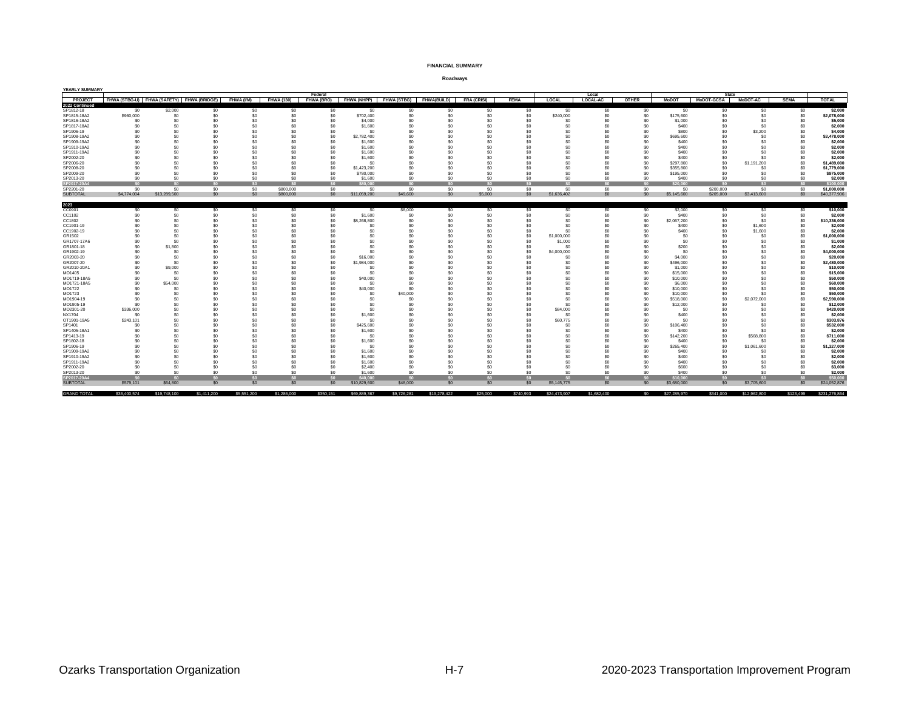**FINANCIAL SUMMARY**

**Roadways**

**YEARLY SUMMARY**

| | Federal | | | | | | | | | | | Local | | | State | | | | |
|---|---|---|---|---|---|---|---|---|---|---|---|---|---|---|---|---|---|---|---|
| PROJECT | FHWA (STBG-U) | FHWA (SAFETY) | FHWA (BRIDGE) | FHWA (I/M) | FHWA (130) | FHWA (BRO) | FHWA (NHPP) | FHWA (STBG) | FHWA(BUILD) | FRA (CRISI) | FEMA | LOCAL | LOCAL-AC | OTHER | MoDOT | MoDOT-GCSA | MoDOT-AC | SEMA | TOTAL |
| **2022 Continued** | | | | | | | | | | | | | | | | | | | |
| SP1812-18 | $0 | $2,000 | $0 | $0 | $0 | $0 | $0 | $0 | $0 | $0 | $0 | $0 | $0 | $0 | $0 | $0 | $0 | $0 | **$2,000** |
| SP1815-18A2 | $960,000 | $0 | $0 | $0 | $0 | $0 | $702,400 | $0 | $0 | $0 | $0 | $240,000 | $0 | $0 | $175,600 | $0 | $0 | $0 | **$2,078,000** |
| SP1816-18A2 | $0 | $0 | $0 | $0 | $0 | $0 | $4,000 | $0 | $0 | $0 | $0 | $0 | $0 | $0 | $1,000 | $0 | $0 | $0 | **$5,000** |
| SP1817-18A2 | $0 | $0 | $0 | $0 | $0 | $0 | $1,600 | $0 | $0 | $0 | $0 | $0 | $0 | $0 | $400 | $0 | $0 | $0 | **$2,000** |
| SP1906-19 | $0 | $0 | $0 | $0 | $0 | $0 | $0 | $0 | $0 | $0 | $0 | $0 | $0 | $0 | $800 | $0 | $3,200 | $0 | **$4,000** |
| SP1908-19A2 | $0 | $0 | $0 | $0 | $0 | $0 | $2,782,400 | $0 | $0 | $0 | $0 | $0 | $0 | $0 | $695,600 | $0 | $0 | $0 | **$3,478,000** |
| SP1909-19A2 | $0 | $0 | $0 | $0 | $0 | $0 | $1,600 | $0 | $0 | $0 | $0 | $0 | $0 | $0 | $400 | $0 | $0 | $0 | **$2,000** |
| SP1910-19A2 | $0 | $0 | $0 | $0 | $0 | $0 | $1,600 | $0 | $0 | $0 | $0 | $0 | $0 | $0 | $400 | $0 | $0 | $0 | **$2,000** |
| SP1911-19A2 | $0 | $0 | $0 | $0 | $0 | $0 | $1,600 | $0 | $0 | $0 | $0 | $0 | $0 | $0 | $400 | $0 | $0 | $0 | **$2,000** |
| SP2002-20 | $0 | $0 | $0 | $0 | $0 | $0 | $1,600 | $0 | $0 | $0 | $0 | $0 | $0 | $0 | $400 | $0 | $0 | $0 | **$2,000** |
| SP2006-20 | $0 | $0 | $0 | $0 | $0 | $0 | $0 | $0 | $0 | $0 | $0 | $0 | $0 | $0 | $297,800 | $0 | $1,191,200 | $0 | **$1,489,000** |
| SP2008-20 | $0 | $0 | $0 | $0 | $0 | $0 | $1,423,200 | $0 | $0 | $0 | $0 | $0 | $0 | $0 | $355,800 | $0 | $0 | $0 | **$1,779,000** |
| SP2009-20 | $0 | $0 | $0 | $0 | $0 | $0 | $780,000 | $0 | $0 | $0 | $0 | $0 | $0 | $0 | $195,000 | $0 | $0 | $0 | **$975,000** |
| SP2013-20 | $0 | $0 | $0 | $0 | $0 | $0 | $1,600 | $0 | $0 | $0 | $0 | $0 | $0 | $0 | $400 | $0 | $0 | $0 | **$2,000** |
| SP2017-20A4 | $0 | $0 | $0 | $0 | $0 | $0 | $80,000 | $0 | $0 | $0 | $0 | $0 | $0 | $0 | $20,000 | $0 | $0 | $0 | $100,000 |
| SP2201-20 | $0 | $0 | $0 | $0 | $800,000 | $0 | $0 | $0 | $0 | $0 | $0 | $0 | $0 | $0 | $0 | $200,000 | $0 | $0 | **$1,000,000** |
| SUBTOTAL | $4,774,004 | $13,289,500 | $0 | $0 | $800,000 | $0 | $11,059,200 | $49,600 | $0 | $5,000 | $0 | $1,636,402 | $0 | $0 | $5,145,600 | $205,000 | $3,413,600 | $0 | $40,377,906 |
| **2023** | | | | | | | | | | | | | | | | | | | |
| CC0901 | $0 | $0 | $0 | $0 | $0 | $0 | $0 | $8,000 | $0 | $0 | $0 | $0 | $0 | $0 | $2,000 | $0 | $0 | $0 | **$10,000** |
| CC1102 | $0 | $0 | $0 | $0 | $0 | $0 | $1,600 | $0 | $0 | $0 | $0 | $0 | $0 | $0 | $400 | $0 | $0 | $0 | **$2,000** |
| CC1802 | $0 | $0 | $0 | $0 | $0 | $0 | $8,268,800 | $0 | $0 | $0 | $0 | $0 | $0 | $0 | $2,067,200 | $0 | $0 | $0 | **$10,336,000** |
| CC1901-19 | $0 | $0 | $0 | $0 | $0 | $0 | $0 | $0 | $0 | $0 | $0 | $0 | $0 | $0 | $400 | $0 | $1,600 | $0 | **$2,000** |
| CC1902-19 | $0 | $0 | $0 | $0 | $0 | $0 | $0 | $0 | $0 | $0 | $0 | $0 | $0 | $0 | $400 | $0 | $1,600 | $0 | **$2,000** |
| GR1502 | $0 | $0 | $0 | $0 | $0 | $0 | $0 | $0 | $0 | $0 | $0 | $1,000,000 | $0 | $0 | $0 | $0 | $0 | $0 | **$1,000,000** |
| GR1707-17A6 | $0 | $0 | $0 | $0 | $0 | $0 | $0 | $0 | $0 | $0 | $0 | $1,000 | $0 | $0 | $0 | $0 | $0 | $0 | **$1,000** |
| GR1801-18 | $0 | $1,800 | $0 | $0 | $0 | $0 | $0 | $0 | $0 | $0 | $0 | $0 | $0 | $0 | $200 | $0 | $0 | $0 | **$2,000** |
| GR1902-19 | $0 | $0 | $0 | $0 | $0 | $0 | $0 | $0 | $0 | $0 | $0 | $4,000,000 | $0 | $0 | $0 | $0 | $0 | $0 | **$4,000,000** |
| GR2003-20 | $0 | $0 | $0 | $0 | $0 | $0 | $16,000 | $0 | $0 | $0 | $0 | $0 | $0 | $0 | $4,000 | $0 | $0 | $0 | **$20,000** |
| GR2007-20 | $0 | $0 | $0 | $0 | $0 | $0 | $1,984,000 | $0 | $0 | $0 | $0 | $0 | $0 | $0 | $496,000 | $0 | $0 | $0 | **$2,480,000** |
| GR2010-20A1 | $0 | $9,000 | $0 | $0 | $0 | $0 | $0 | $0 | $0 | $0 | $0 | $0 | $0 | $0 | $1,000 | $0 | $0 | $0 | **$10,000** |
| MO1405 | $0 | $0 | $0 | $0 | $0 | $0 | $0 | $0 | $0 | $0 | $0 | $0 | $0 | $0 | $15,000 | $0 | $0 | $0 | **$15,000** |
| MO1719-18A5 | $0 | $0 | $0 | $0 | $0 | $0 | $40,000 | $0 | $0 | $0 | $0 | $0 | $0 | $0 | $10,000 | $0 | $0 | $0 | **$50,000** |
| MO1721-18A5 | $0 | $54,000 | $0 | $0 | $0 | $0 | $0 | $0 | $0 | $0 | $0 | $0 | $0 | $0 | $6,000 | $0 | $0 | $0 | **$60,000** |
| MO1722 | $0 | $0 | $0 | $0 | $0 | $0 | $40,000 | $0 | $0 | $0 | $0 | $0 | $0 | $0 | $10,000 | $0 | $0 | $0 | **$50,000** |
| MO1723 | $0 | $0 | $0 | $0 | $0 | $0 | $0 | $40,000 | $0 | $0 | $0 | $0 | $0 | $0 | $10,000 | $0 | $0 | $0 | **$50,000** |
| MO1904-19 | $0 | $0 | $0 | $0 | $0 | $0 | $0 | $0 | $0 | $0 | $0 | $0 | $0 | $0 | $518,000 | $0 | $2,072,000 | $0 | **$2,590,000** |
| MO1905-19 | $0 | $0 | $0 | $0 | $0 | $0 | $0 | $0 | $0 | $0 | $0 | $0 | $0 | $0 | $12,000 | $0 | $0 | $0 | **$12,000** |
| MO2301-20 | $336,000 | $0 | $0 | $0 | $0 | $0 | $0 | $0 | $0 | $0 | $0 | $84,000 | $0 | $0 | $0 | $0 | $0 | $0 | **$420,000** |
| NX1704 | $0 | $0 | $0 | $0 | $0 | $0 | $1,600 | $0 | $0 | $0 | $0 | $0 | $0 | $0 | $400 | $0 | $0 | $0 | **$2,000** |
| OT1901-19A5 | $243,101 | $0 | $0 | $0 | $0 | $0 | $0 | $0 | $0 | $0 | $0 | $60,775 | $0 | $0 | $0 | $0 | $0 | $0 | **$303,876** |
| SP1401 | $0 | $0 | $0 | $0 | $0 | $0 | $425,600 | $0 | $0 | $0 | $0 | $0 | $0 | $0 | $106,400 | $0 | $0 | $0 | **$532,000** |
| SP1405-18A1 | $0 | $0 | $0 | $0 | $0 | $0 | $1,600 | $0 | $0 | $0 | $0 | $0 | $0 | $0 | $400 | $0 | $0 | $0 | **$2,000** |
| SP1413-19 | $0 | $0 | $0 | $0 | $0 | $0 | $0 | $0 | $0 | $0 | $0 | $0 | $0 | $0 | $142,200 | $0 | $568,800 | $0 | **$711,000** |
| SP1802-18 | $0 | $0 | $0 | $0 | $0 | $0 | $1,600 | $0 | $0 | $0 | $0 | $0 | $0 | $0 | $400 | $0 | $0 | $0 | **$2,000** |
| SP1906-19 | $0 | $0 | $0 | $0 | $0 | $0 | $0 | $0 | $0 | $0 | $0 | $0 | $0 | $0 | $265,400 | $0 | $1,061,600 | $0 | **$1,327,000** |
| SP1909-19A2 | $0 | $0 | $0 | $0 | $0 | $0 | $1,600 | $0 | $0 | $0 | $0 | $0 | $0 | $0 | $400 | $0 | $0 | $0 | **$2,000** |
| SP1910-19A2 | $0 | $0 | $0 | $0 | $0 | $0 | $1,600 | $0 | $0 | $0 | $0 | $0 | $0 | $0 | $400 | $0 | $0 | $0 | **$2,000** |
| SP1911-19A2 | $0 | $0 | $0 | $0 | $0 | $0 | $1,600 | $0 | $0 | $0 | $0 | $0 | $0 | $0 | $400 | $0 | $0 | $0 | **$2,000** |
| SP2002-20 | $0 | $0 | $0 | $0 | $0 | $0 | $2,400 | $0 | $0 | $0 | $0 | $0 | $0 | $0 | $600 | $0 | $0 | $0 | **$3,000** |
| SP2013-20 | $0 | $0 | $0 | $0 | $0 | $0 | $1,600 | $0 | $0 | $0 | $0 | $0 | $0 | $0 | $400 | $0 | $0 | $0 | **$2,000** |
| SP2017-20A4 | $0 | $0 | $0 | $0 | $0 | $0 | $40,000 | $0 | $0 | $0 | $0 | $0 | $0 | $0 | $10,000 | $0 | $0 | $0 | $50,000 |
| SUBTOTAL | $579,101 | $64,800 | $0 | $0 | $0 | $0 | $10,829,600 | $48,000 | $0 | $0 | $0 | $5,145,775 | $0 | $0 | $3,680,000 | $0 | $3,705,600 | $0 | $24,052,876 |
| GRAND TOTAL | $36,400,574 | $19,748,100 | $1,411,200 | $5,551,200 | $1,286,000 | $350,151 | $69,889,367 | $9,726,281 | $19,278,422 | $25,000 | $740,993 | $24,473,907 | $1,682,400 | $0 | $27,285,970 | $341,000 | $12,962,800 | $123,499 | $231,276,864 |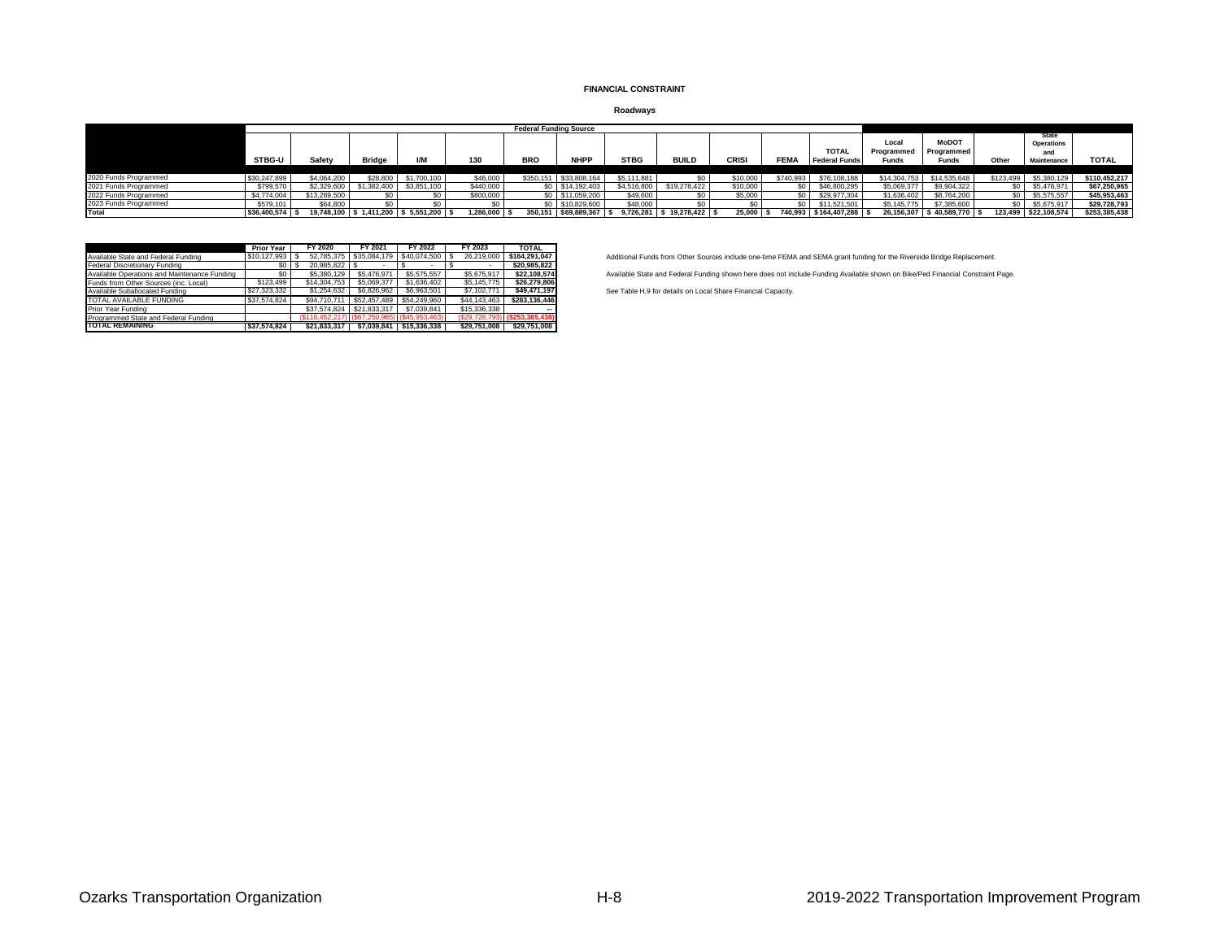**FINANCIAL CONSTRAINT**

**Roadways**

| | Federal Funding Source | | | | | | | | | | | | | | | | |
|---|---|---|---|---|---|---|---|---|---|---|---|---|---|---|---|---|---|
| | STBG-U | Safety | Bridge | I/M | 130 | BRO | NHPP | STBG | BUILD | CRISI | FEMA | TOTAL Federal Funds | Local Programmed Funds | MoDOT Programmed Funds | Other | State Operations and Maintenance | TOTAL |
| 2020 Funds Programmed | $30,247,899 | $4,064,200 | $28,800 | $1,700,100 | $46,000 | $350,151 | $33,808,164 | $5,111,881 | $0 | $10,000 | $740,993 | $76,108,188 | $14,304,753 | $14,535,648 | $123,499 | $5,380,129 | $110,452,217 |
| 2021 Funds Programmed | $799,570 | $2,329,600 | $1,382,400 | $3,851,100 | $440,000 | $0 | $14,192,403 | $4,516,800 | $19,278,422 | $10,000 | $0 | $46,800,295 | $5,069,377 | $9,904,322 | $0 | $5,476,971 | $67,250,965 |
| 2022 Funds Programmed | $4,774,004 | $13,289,500 | $0 | $0 | $800,000 | $0 | $11,059,200 | $49,600 | $0 | $5,000 | $0 | $29,977,304 | $1,636,402 | $8,764,200 | $0 | $5,575,557 | $45,953,463 |
| 2023 Funds Programmed | $579,101 | $64,800 | $0 | $0 | $0 | $0 | $10,829,600 | $48,000 | $0 | $0 | $0 | $11,521,501 | $5,145,775 | $7,385,600 | $0 | $5,675,917 | $29,728,793 |
| **Total** | $36,400,574 | $ 19,748,100 | $ 1,411,200 | $ 5,551,200 | $ 1,286,000 | $ 350,151 | $69,889,367 | $ 9,726,281 | $ 19,278,422 | $ 25,000 | $ 740,993 | $164,407,288 | $ 26,156,307 | $ 40,589,770 | $ 123,499 | $22,108,574 | $253,385,438 |

| | Prior Year | FY 2020 | FY 2021 | FY 2022 | FY 2023 | TOTAL |
|---|---|---|---|---|---|---|
| Available State and Federal Funding | $10,127,993 | $ 52,785,375 | $35,084,179 | $40,074,500 | $ 26,219,000 | $164,291,047 |
| Federal Discretionary Funding | $0 | $ 20,985,822 | $ - | $ - | $ - | $20,985,822 |
| Available Operations and Maintenance Funding | $0 | $5,380,129 | $5,476,971 | $5,575,557 | $5,675,917 | $22,108,574 |
| Funds from Other Sources (inc. Local) | $123,499 | $14,304,753 | $5,069,377 | $1,636,402 | $5,145,775 | $26,279,806 |
| Available Suballocated Funding | $27,323,332 | $1,254,632 | $6,826,962 | $6,963,501 | $7,102,771 | $49,471,197 |
| TOTAL AVAILABLE FUNDING | $37,574,824 | $94,710,711 | $52,457,489 | $54,249,960 | $44,143,463 | $283,136,446 |
| Prior Year Funding | | $37,574,824 | $21,833,317 | $7,039,841 | $15,336,338 | -- |
| Programmed State and Federal Funding | | ($110,452,217) | ($67,250,965) | ($45,953,463) | ($29,728,793) | ($253,385,438) |
| **TOTAL REMAINING** | **$37,574,824** | **$21,833,317** | **$7,039,841** | **$15,336,338** | **$29,751,008** | **$29,751,008** |

Additional Funds from Other Sources include one-time FEMA and SEMA grant funding for the Riverside Bridge Replacement.

Available State and Federal Funding shown here does not include Funding Available shown on Bike/Ped Financial Constraint Page.

See Table H.9 for details on Local Share Financial Capacity.